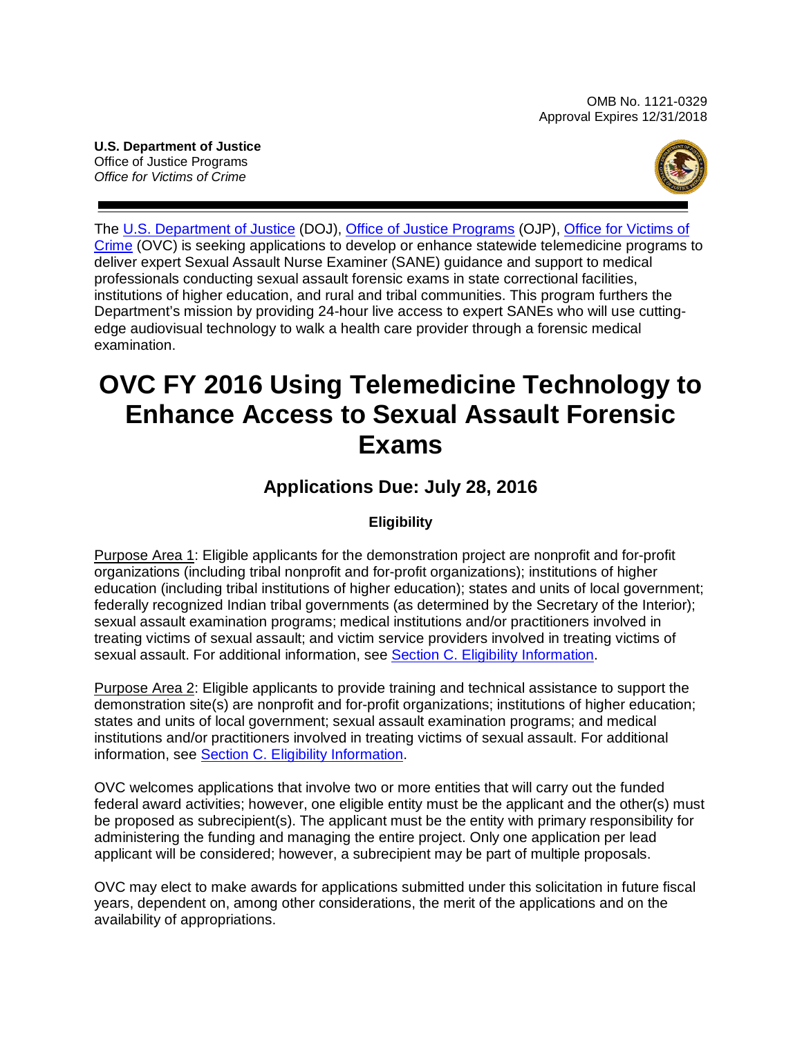OMB No. 1121-0329
Approval Expires 12/31/2018

**U.S. Department of Justice**
Office of Justice Programs
*Office for Victims of Crime*

The U.S. Department of Justice (DOJ), Office of Justice Programs (OJP), Office for Victims of Crime (OVC) is seeking applications to develop or enhance statewide telemedicine programs to deliver expert Sexual Assault Nurse Examiner (SANE) guidance and support to medical professionals conducting sexual assault forensic exams in state correctional facilities, institutions of higher education, and rural and tribal communities. This program furthers the Department's mission by providing 24-hour live access to expert SANEs who will use cutting-edge audiovisual technology to walk a health care provider through a forensic medical examination.

# OVC FY 2016 Using Telemedicine Technology to Enhance Access to Sexual Assault Forensic Exams

## Applications Due: July 28, 2016

### Eligibility

Purpose Area 1: Eligible applicants for the demonstration project are nonprofit and for-profit organizations (including tribal nonprofit and for-profit organizations); institutions of higher education (including tribal institutions of higher education); states and units of local government; federally recognized Indian tribal governments (as determined by the Secretary of the Interior); sexual assault examination programs; medical institutions and/or practitioners involved in treating victims of sexual assault; and victim service providers involved in treating victims of sexual assault. For additional information, see Section C. Eligibility Information.

Purpose Area 2: Eligible applicants to provide training and technical assistance to support the demonstration site(s) are nonprofit and for-profit organizations; institutions of higher education; states and units of local government; sexual assault examination programs; and medical institutions and/or practitioners involved in treating victims of sexual assault. For additional information, see Section C. Eligibility Information.

OVC welcomes applications that involve two or more entities that will carry out the funded federal award activities; however, one eligible entity must be the applicant and the other(s) must be proposed as subrecipient(s). The applicant must be the entity with primary responsibility for administering the funding and managing the entire project. Only one application per lead applicant will be considered; however, a subrecipient may be part of multiple proposals.

OVC may elect to make awards for applications submitted under this solicitation in future fiscal years, dependent on, among other considerations, the merit of the applications and on the availability of appropriations.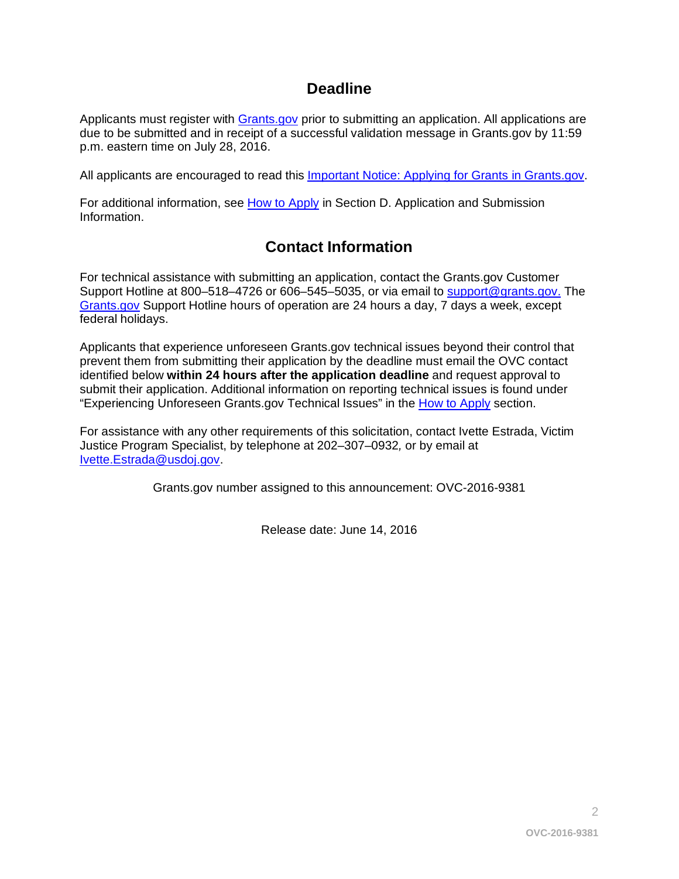## Deadline

Applicants must register with Grants.gov prior to submitting an application. All applications are due to be submitted and in receipt of a successful validation message in Grants.gov by 11:59 p.m. eastern time on July 28, 2016.

All applicants are encouraged to read this Important Notice: Applying for Grants in Grants.gov.

For additional information, see How to Apply in Section D. Application and Submission Information.

## Contact Information

For technical assistance with submitting an application, contact the Grants.gov Customer Support Hotline at 800–518–4726 or 606–545–5035, or via email to support@grants.gov. The Grants.gov Support Hotline hours of operation are 24 hours a day, 7 days a week, except federal holidays.

Applicants that experience unforeseen Grants.gov technical issues beyond their control that prevent them from submitting their application by the deadline must email the OVC contact identified below **within 24 hours after the application deadline** and request approval to submit their application. Additional information on reporting technical issues is found under "Experiencing Unforeseen Grants.gov Technical Issues" in the How to Apply section.

For assistance with any other requirements of this solicitation, contact Ivette Estrada, Victim Justice Program Specialist, by telephone at 202–307–0932, or by email at Ivette.Estrada@usdoj.gov.

Grants.gov number assigned to this announcement: OVC-2016-9381

Release date: June 14, 2016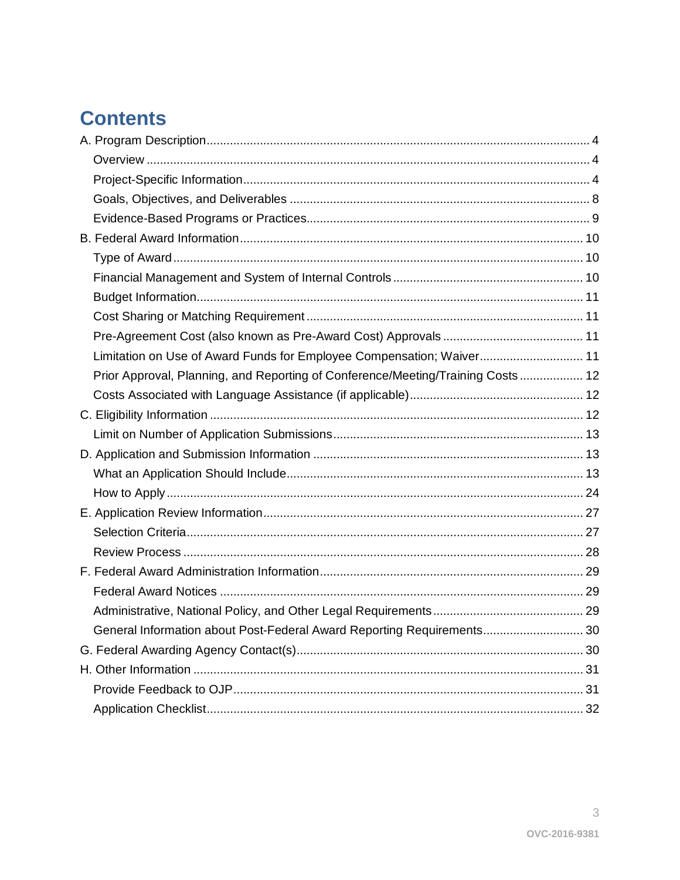# Contents

- A. Program Description ..... 4
  - Overview ..... 4
  - Project-Specific Information ..... 4
  - Goals, Objectives, and Deliverables ..... 8
  - Evidence-Based Programs or Practices ..... 9
- B. Federal Award Information ..... 10
  - Type of Award ..... 10
  - Financial Management and System of Internal Controls ..... 10
  - Budget Information ..... 11
  - Cost Sharing or Matching Requirement ..... 11
  - Pre-Agreement Cost (also known as Pre-Award Cost) Approvals ..... 11
  - Limitation on Use of Award Funds for Employee Compensation; Waiver ..... 11
  - Prior Approval, Planning, and Reporting of Conference/Meeting/Training Costs ..... 12
  - Costs Associated with Language Assistance (if applicable) ..... 12
- C. Eligibility Information ..... 12
  - Limit on Number of Application Submissions ..... 13
- D. Application and Submission Information ..... 13
  - What an Application Should Include ..... 13
  - How to Apply ..... 24
- E. Application Review Information ..... 27
  - Selection Criteria ..... 27
  - Review Process ..... 28
- F. Federal Award Administration Information ..... 29
  - Federal Award Notices ..... 29
  - Administrative, National Policy, and Other Legal Requirements ..... 29
  - General Information about Post-Federal Award Reporting Requirements ..... 30
- G. Federal Awarding Agency Contact(s) ..... 30
- H. Other Information ..... 31
  - Provide Feedback to OJP ..... 31
  - Application Checklist ..... 32

OVC-2016-9381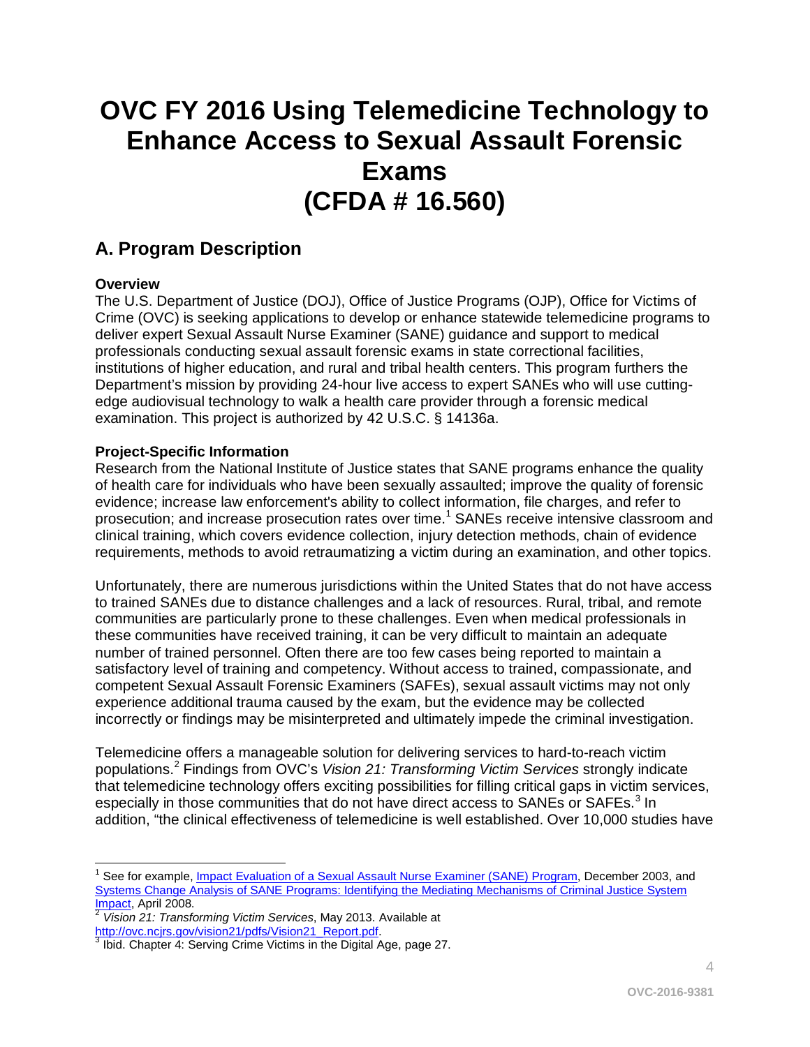# OVC FY 2016 Using Telemedicine Technology to Enhance Access to Sexual Assault Forensic Exams (CFDA # 16.560)

## A. Program Description

**Overview**

The U.S. Department of Justice (DOJ), Office of Justice Programs (OJP), Office for Victims of Crime (OVC) is seeking applications to develop or enhance statewide telemedicine programs to deliver expert Sexual Assault Nurse Examiner (SANE) guidance and support to medical professionals conducting sexual assault forensic exams in state correctional facilities, institutions of higher education, and rural and tribal health centers. This program furthers the Department's mission by providing 24-hour live access to expert SANEs who will use cutting-edge audiovisual technology to walk a health care provider through a forensic medical examination. This project is authorized by 42 U.S.C. § 14136a.

**Project-Specific Information**

Research from the National Institute of Justice states that SANE programs enhance the quality of health care for individuals who have been sexually assaulted; improve the quality of forensic evidence; increase law enforcement's ability to collect information, file charges, and refer to prosecution; and increase prosecution rates over time.[1] SANEs receive intensive classroom and clinical training, which covers evidence collection, injury detection methods, chain of evidence requirements, methods to avoid retraumatizing a victim during an examination, and other topics.

Unfortunately, there are numerous jurisdictions within the United States that do not have access to trained SANEs due to distance challenges and a lack of resources. Rural, tribal, and remote communities are particularly prone to these challenges. Even when medical professionals in these communities have received training, it can be very difficult to maintain an adequate number of trained personnel. Often there are too few cases being reported to maintain a satisfactory level of training and competency. Without access to trained, compassionate, and competent Sexual Assault Forensic Examiners (SAFEs), sexual assault victims may not only experience additional trauma caused by the exam, but the evidence may be collected incorrectly or findings may be misinterpreted and ultimately impede the criminal investigation.

Telemedicine offers a manageable solution for delivering services to hard-to-reach victim populations.[2] Findings from OVC's *Vision 21: Transforming Victim Services* strongly indicate that telemedicine technology offers exciting possibilities for filling critical gaps in victim services, especially in those communities that do not have direct access to SANEs or SAFEs.[3] In addition, "the clinical effectiveness of telemedicine is well established. Over 10,000 studies have

---

[1] See for example, Impact Evaluation of a Sexual Assault Nurse Examiner (SANE) Program, December 2003, and Systems Change Analysis of SANE Programs: Identifying the Mediating Mechanisms of Criminal Justice System Impact, April 2008.

[2] *Vision 21: Transforming Victim Services*, May 2013. Available at http://ovc.ncjrs.gov/vision21/pdfs/Vision21_Report.pdf.

[3] Ibid. Chapter 4: Serving Crime Victims in the Digital Age, page 27.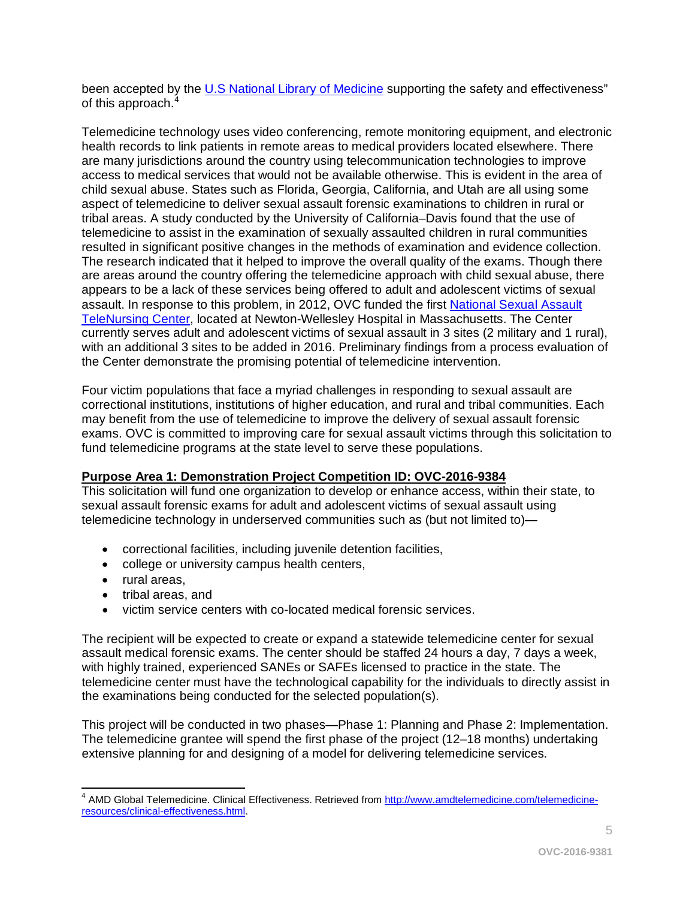been accepted by the U.S National Library of Medicine supporting the safety and effectiveness" of this approach.[4]

Telemedicine technology uses video conferencing, remote monitoring equipment, and electronic health records to link patients in remote areas to medical providers located elsewhere. There are many jurisdictions around the country using telecommunication technologies to improve access to medical services that would not be available otherwise. This is evident in the area of child sexual abuse. States such as Florida, Georgia, California, and Utah are all using some aspect of telemedicine to deliver sexual assault forensic examinations to children in rural or tribal areas. A study conducted by the University of California–Davis found that the use of telemedicine to assist in the examination of sexually assaulted children in rural communities resulted in significant positive changes in the methods of examination and evidence collection. The research indicated that it helped to improve the overall quality of the exams. Though there are areas around the country offering the telemedicine approach with child sexual abuse, there appears to be a lack of these services being offered to adult and adolescent victims of sexual assault. In response to this problem, in 2012, OVC funded the first National Sexual Assault TeleNursing Center, located at Newton-Wellesley Hospital in Massachusetts. The Center currently serves adult and adolescent victims of sexual assault in 3 sites (2 military and 1 rural), with an additional 3 sites to be added in 2016. Preliminary findings from a process evaluation of the Center demonstrate the promising potential of telemedicine intervention.

Four victim populations that face a myriad challenges in responding to sexual assault are correctional institutions, institutions of higher education, and rural and tribal communities. Each may benefit from the use of telemedicine to improve the delivery of sexual assault forensic exams. OVC is committed to improving care for sexual assault victims through this solicitation to fund telemedicine programs at the state level to serve these populations.

**Purpose Area 1: Demonstration Project Competition ID: OVC-2016-9384**

This solicitation will fund one organization to develop or enhance access, within their state, to sexual assault forensic exams for adult and adolescent victims of sexual assault using telemedicine technology in underserved communities such as (but not limited to)—

- correctional facilities, including juvenile detention facilities,
- college or university campus health centers,
- rural areas,
- tribal areas, and
- victim service centers with co-located medical forensic services.

The recipient will be expected to create or expand a statewide telemedicine center for sexual assault medical forensic exams. The center should be staffed 24 hours a day, 7 days a week, with highly trained, experienced SANEs or SAFEs licensed to practice in the state. The telemedicine center must have the technological capability for the individuals to directly assist in the examinations being conducted for the selected population(s).

This project will be conducted in two phases—Phase 1: Planning and Phase 2: Implementation. The telemedicine grantee will spend the first phase of the project (12–18 months) undertaking extensive planning for and designing of a model for delivering telemedicine services.

---

[4] AMD Global Telemedicine. Clinical Effectiveness. Retrieved from http://www.amdtelemedicine.com/telemedicine-resources/clinical-effectiveness.html.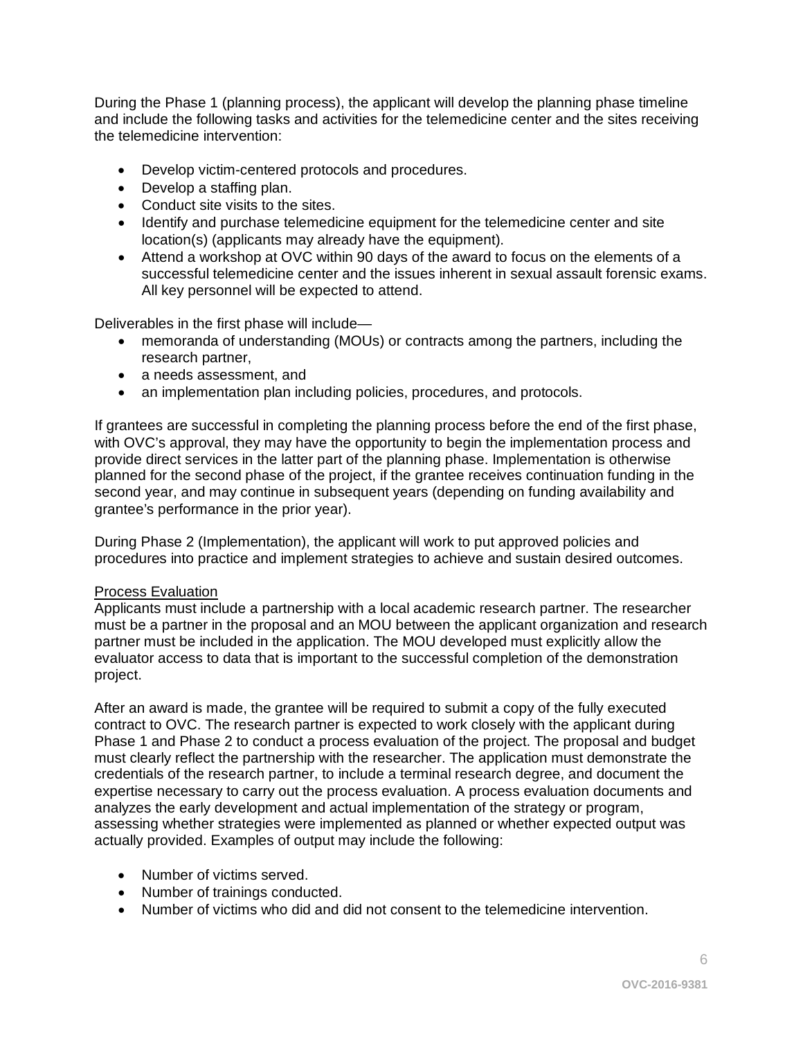During the Phase 1 (planning process), the applicant will develop the planning phase timeline and include the following tasks and activities for the telemedicine center and the sites receiving the telemedicine intervention:

- Develop victim-centered protocols and procedures.
- Develop a staffing plan.
- Conduct site visits to the sites.
- Identify and purchase telemedicine equipment for the telemedicine center and site location(s) (applicants may already have the equipment).
- Attend a workshop at OVC within 90 days of the award to focus on the elements of a successful telemedicine center and the issues inherent in sexual assault forensic exams. All key personnel will be expected to attend.

Deliverables in the first phase will include—

- memoranda of understanding (MOUs) or contracts among the partners, including the research partner,
- a needs assessment, and
- an implementation plan including policies, procedures, and protocols.

If grantees are successful in completing the planning process before the end of the first phase, with OVC's approval, they may have the opportunity to begin the implementation process and provide direct services in the latter part of the planning phase. Implementation is otherwise planned for the second phase of the project, if the grantee receives continuation funding in the second year, and may continue in subsequent years (depending on funding availability and grantee's performance in the prior year).

During Phase 2 (Implementation), the applicant will work to put approved policies and procedures into practice and implement strategies to achieve and sustain desired outcomes.

Process Evaluation

Applicants must include a partnership with a local academic research partner. The researcher must be a partner in the proposal and an MOU between the applicant organization and research partner must be included in the application. The MOU developed must explicitly allow the evaluator access to data that is important to the successful completion of the demonstration project.

After an award is made, the grantee will be required to submit a copy of the fully executed contract to OVC. The research partner is expected to work closely with the applicant during Phase 1 and Phase 2 to conduct a process evaluation of the project. The proposal and budget must clearly reflect the partnership with the researcher. The application must demonstrate the credentials of the research partner, to include a terminal research degree, and document the expertise necessary to carry out the process evaluation. A process evaluation documents and analyzes the early development and actual implementation of the strategy or program, assessing whether strategies were implemented as planned or whether expected output was actually provided. Examples of output may include the following:

- Number of victims served.
- Number of trainings conducted.
- Number of victims who did and did not consent to the telemedicine intervention.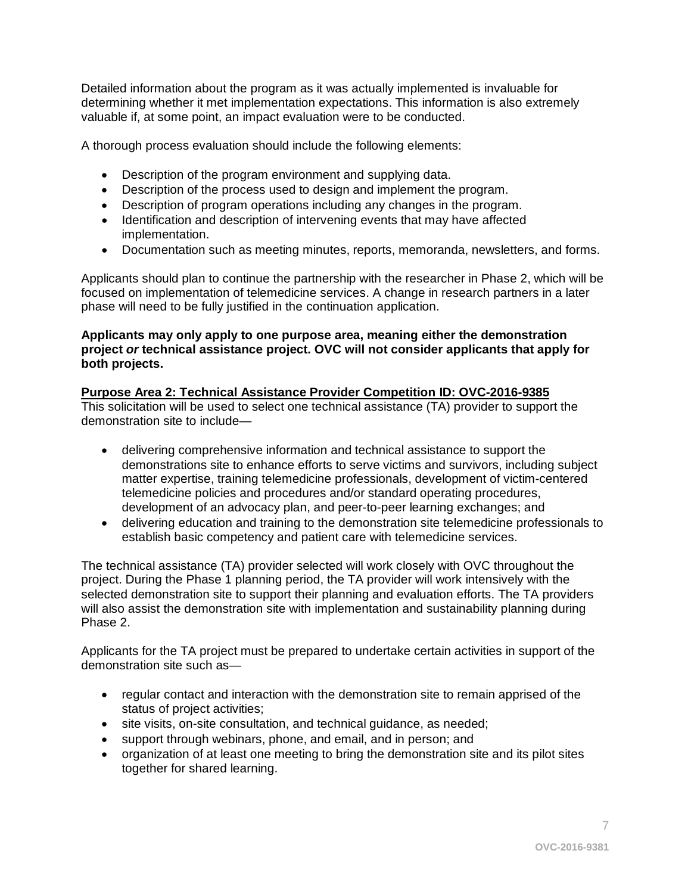Detailed information about the program as it was actually implemented is invaluable for determining whether it met implementation expectations. This information is also extremely valuable if, at some point, an impact evaluation were to be conducted.

A thorough process evaluation should include the following elements:

- Description of the program environment and supplying data.
- Description of the process used to design and implement the program.
- Description of program operations including any changes in the program.
- Identification and description of intervening events that may have affected implementation.
- Documentation such as meeting minutes, reports, memoranda, newsletters, and forms.

Applicants should plan to continue the partnership with the researcher in Phase 2, which will be focused on implementation of telemedicine services. A change in research partners in a later phase will need to be fully justified in the continuation application.

**Applicants may only apply to one purpose area, meaning either the demonstration project *or* technical assistance project. OVC will not consider applicants that apply for both projects.**

**Purpose Area 2: Technical Assistance Provider Competition ID: OVC-2016-9385**

This solicitation will be used to select one technical assistance (TA) provider to support the demonstration site to include—

- delivering comprehensive information and technical assistance to support the demonstrations site to enhance efforts to serve victims and survivors, including subject matter expertise, training telemedicine professionals, development of victim-centered telemedicine policies and procedures and/or standard operating procedures, development of an advocacy plan, and peer-to-peer learning exchanges; and
- delivering education and training to the demonstration site telemedicine professionals to establish basic competency and patient care with telemedicine services.

The technical assistance (TA) provider selected will work closely with OVC throughout the project. During the Phase 1 planning period, the TA provider will work intensively with the selected demonstration site to support their planning and evaluation efforts. The TA providers will also assist the demonstration site with implementation and sustainability planning during Phase 2.

Applicants for the TA project must be prepared to undertake certain activities in support of the demonstration site such as—

- regular contact and interaction with the demonstration site to remain apprised of the status of project activities;
- site visits, on-site consultation, and technical guidance, as needed;
- support through webinars, phone, and email, and in person; and
- organization of at least one meeting to bring the demonstration site and its pilot sites together for shared learning.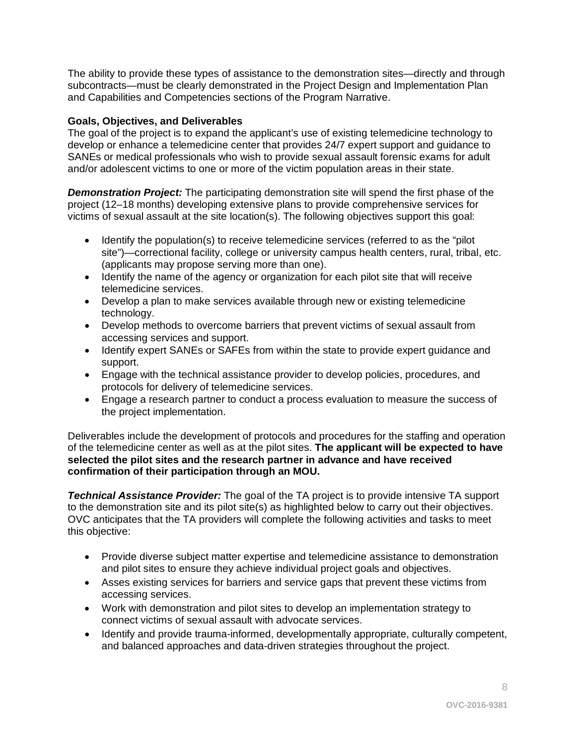The ability to provide these types of assistance to the demonstration sites—directly and through subcontracts—must be clearly demonstrated in the Project Design and Implementation Plan and Capabilities and Competencies sections of the Program Narrative.

**Goals, Objectives, and Deliverables**

The goal of the project is to expand the applicant's use of existing telemedicine technology to develop or enhance a telemedicine center that provides 24/7 expert support and guidance to SANEs or medical professionals who wish to provide sexual assault forensic exams for adult and/or adolescent victims to one or more of the victim population areas in their state.

***Demonstration Project:*** The participating demonstration site will spend the first phase of the project (12–18 months) developing extensive plans to provide comprehensive services for victims of sexual assault at the site location(s). The following objectives support this goal:

- Identify the population(s) to receive telemedicine services (referred to as the "pilot site")—correctional facility, college or university campus health centers, rural, tribal, etc. (applicants may propose serving more than one).
- Identify the name of the agency or organization for each pilot site that will receive telemedicine services.
- Develop a plan to make services available through new or existing telemedicine technology.
- Develop methods to overcome barriers that prevent victims of sexual assault from accessing services and support.
- Identify expert SANEs or SAFEs from within the state to provide expert guidance and support.
- Engage with the technical assistance provider to develop policies, procedures, and protocols for delivery of telemedicine services.
- Engage a research partner to conduct a process evaluation to measure the success of the project implementation.

Deliverables include the development of protocols and procedures for the staffing and operation of the telemedicine center as well as at the pilot sites. **The applicant will be expected to have selected the pilot sites and the research partner in advance and have received confirmation of their participation through an MOU.**

***Technical Assistance Provider:*** The goal of the TA project is to provide intensive TA support to the demonstration site and its pilot site(s) as highlighted below to carry out their objectives. OVC anticipates that the TA providers will complete the following activities and tasks to meet this objective:

- Provide diverse subject matter expertise and telemedicine assistance to demonstration and pilot sites to ensure they achieve individual project goals and objectives.
- Asses existing services for barriers and service gaps that prevent these victims from accessing services.
- Work with demonstration and pilot sites to develop an implementation strategy to connect victims of sexual assault with advocate services.
- Identify and provide trauma-informed, developmentally appropriate, culturally competent, and balanced approaches and data-driven strategies throughout the project.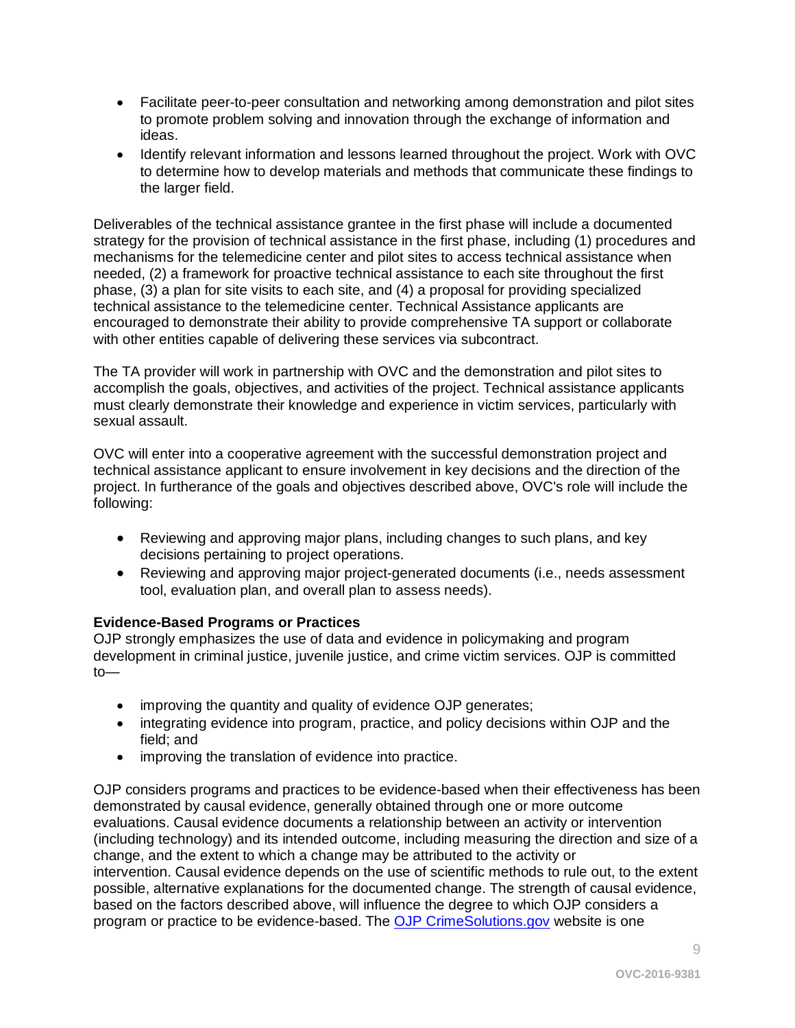- Facilitate peer-to-peer consultation and networking among demonstration and pilot sites to promote problem solving and innovation through the exchange of information and ideas.
- Identify relevant information and lessons learned throughout the project. Work with OVC to determine how to develop materials and methods that communicate these findings to the larger field.

Deliverables of the technical assistance grantee in the first phase will include a documented strategy for the provision of technical assistance in the first phase, including (1) procedures and mechanisms for the telemedicine center and pilot sites to access technical assistance when needed, (2) a framework for proactive technical assistance to each site throughout the first phase, (3) a plan for site visits to each site, and (4) a proposal for providing specialized technical assistance to the telemedicine center. Technical Assistance applicants are encouraged to demonstrate their ability to provide comprehensive TA support or collaborate with other entities capable of delivering these services via subcontract.

The TA provider will work in partnership with OVC and the demonstration and pilot sites to accomplish the goals, objectives, and activities of the project. Technical assistance applicants must clearly demonstrate their knowledge and experience in victim services, particularly with sexual assault.

OVC will enter into a cooperative agreement with the successful demonstration project and technical assistance applicant to ensure involvement in key decisions and the direction of the project. In furtherance of the goals and objectives described above, OVC's role will include the following:

- Reviewing and approving major plans, including changes to such plans, and key decisions pertaining to project operations.
- Reviewing and approving major project-generated documents (i.e., needs assessment tool, evaluation plan, and overall plan to assess needs).

**Evidence-Based Programs or Practices**

OJP strongly emphasizes the use of data and evidence in policymaking and program development in criminal justice, juvenile justice, and crime victim services. OJP is committed to—

- improving the quantity and quality of evidence OJP generates;
- integrating evidence into program, practice, and policy decisions within OJP and the field; and
- improving the translation of evidence into practice.

OJP considers programs and practices to be evidence-based when their effectiveness has been demonstrated by causal evidence, generally obtained through one or more outcome evaluations. Causal evidence documents a relationship between an activity or intervention (including technology) and its intended outcome, including measuring the direction and size of a change, and the extent to which a change may be attributed to the activity or intervention. Causal evidence depends on the use of scientific methods to rule out, to the extent possible, alternative explanations for the documented change. The strength of causal evidence, based on the factors described above, will influence the degree to which OJP considers a program or practice to be evidence-based. The OJP CrimeSolutions.gov website is one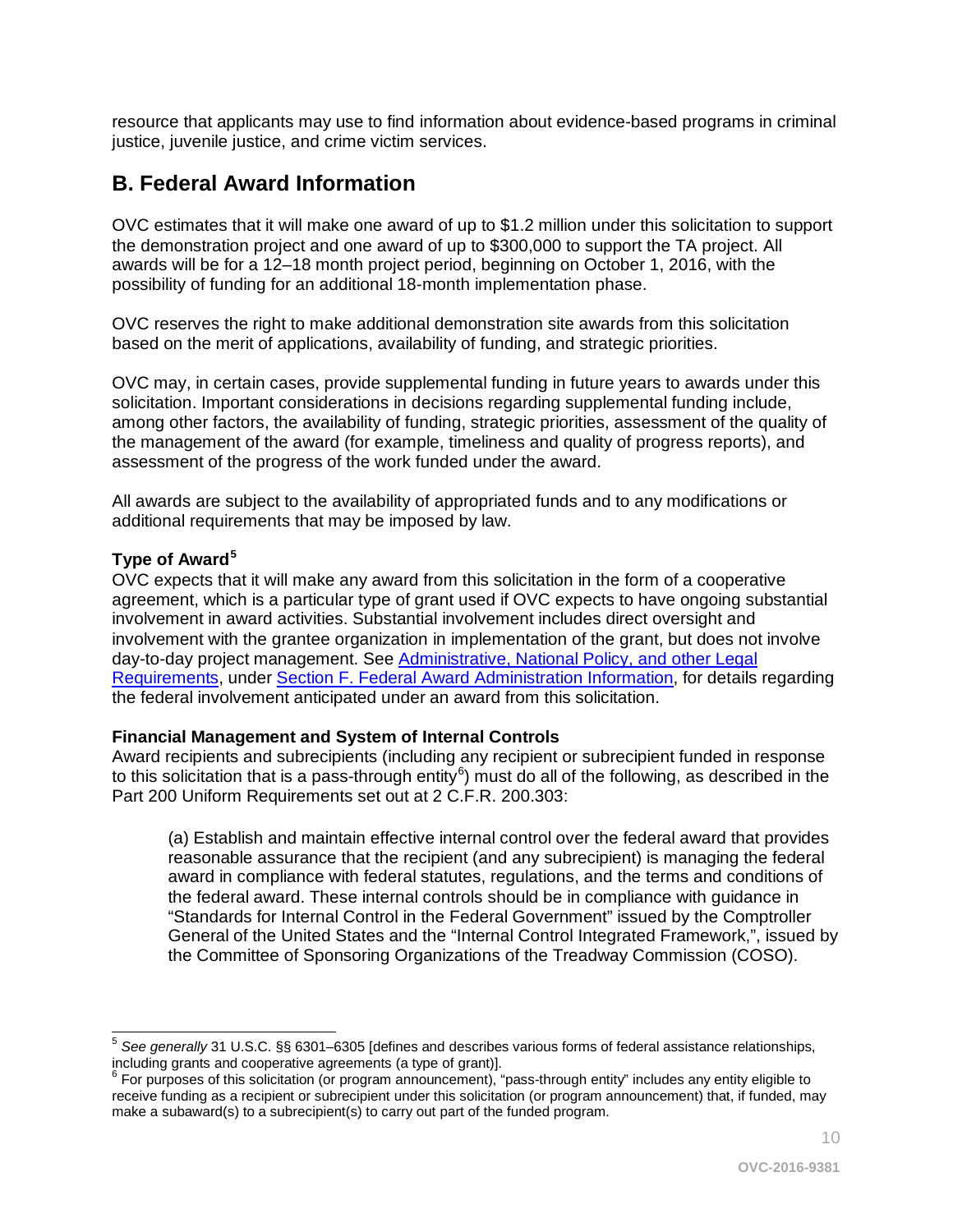resource that applicants may use to find information about evidence-based programs in criminal justice, juvenile justice, and crime victim services.

## B. Federal Award Information

OVC estimates that it will make one award of up to $1.2 million under this solicitation to support the demonstration project and one award of up to $300,000 to support the TA project. All awards will be for a 12–18 month project period, beginning on October 1, 2016, with the possibility of funding for an additional 18-month implementation phase.

OVC reserves the right to make additional demonstration site awards from this solicitation based on the merit of applications, availability of funding, and strategic priorities.

OVC may, in certain cases, provide supplemental funding in future years to awards under this solicitation. Important considerations in decisions regarding supplemental funding include, among other factors, the availability of funding, strategic priorities, assessment of the quality of the management of the award (for example, timeliness and quality of progress reports), and assessment of the progress of the work funded under the award.

All awards are subject to the availability of appropriated funds and to any modifications or additional requirements that may be imposed by law.

**Type of Award[5]**

OVC expects that it will make any award from this solicitation in the form of a cooperative agreement, which is a particular type of grant used if OVC expects to have ongoing substantial involvement in award activities. Substantial involvement includes direct oversight and involvement with the grantee organization in implementation of the grant, but does not involve day-to-day project management. See Administrative, National Policy, and other Legal Requirements, under Section F. Federal Award Administration Information, for details regarding the federal involvement anticipated under an award from this solicitation.

**Financial Management and System of Internal Controls**

Award recipients and subrecipients (including any recipient or subrecipient funded in response to this solicitation that is a pass-through entity[6]) must do all of the following, as described in the Part 200 Uniform Requirements set out at 2 C.F.R. 200.303:

> (a) Establish and maintain effective internal control over the federal award that provides reasonable assurance that the recipient (and any subrecipient) is managing the federal award in compliance with federal statutes, regulations, and the terms and conditions of the federal award. These internal controls should be in compliance with guidance in "Standards for Internal Control in the Federal Government" issued by the Comptroller General of the United States and the "Internal Control Integrated Framework,", issued by the Committee of Sponsoring Organizations of the Treadway Commission (COSO).

---

[5] *See generally* 31 U.S.C. §§ 6301–6305 [defines and describes various forms of federal assistance relationships, including grants and cooperative agreements (a type of grant)].

[6] For purposes of this solicitation (or program announcement), "pass-through entity" includes any entity eligible to receive funding as a recipient or subrecipient under this solicitation (or program announcement) that, if funded, may make a subaward(s) to a subrecipient(s) to carry out part of the funded program.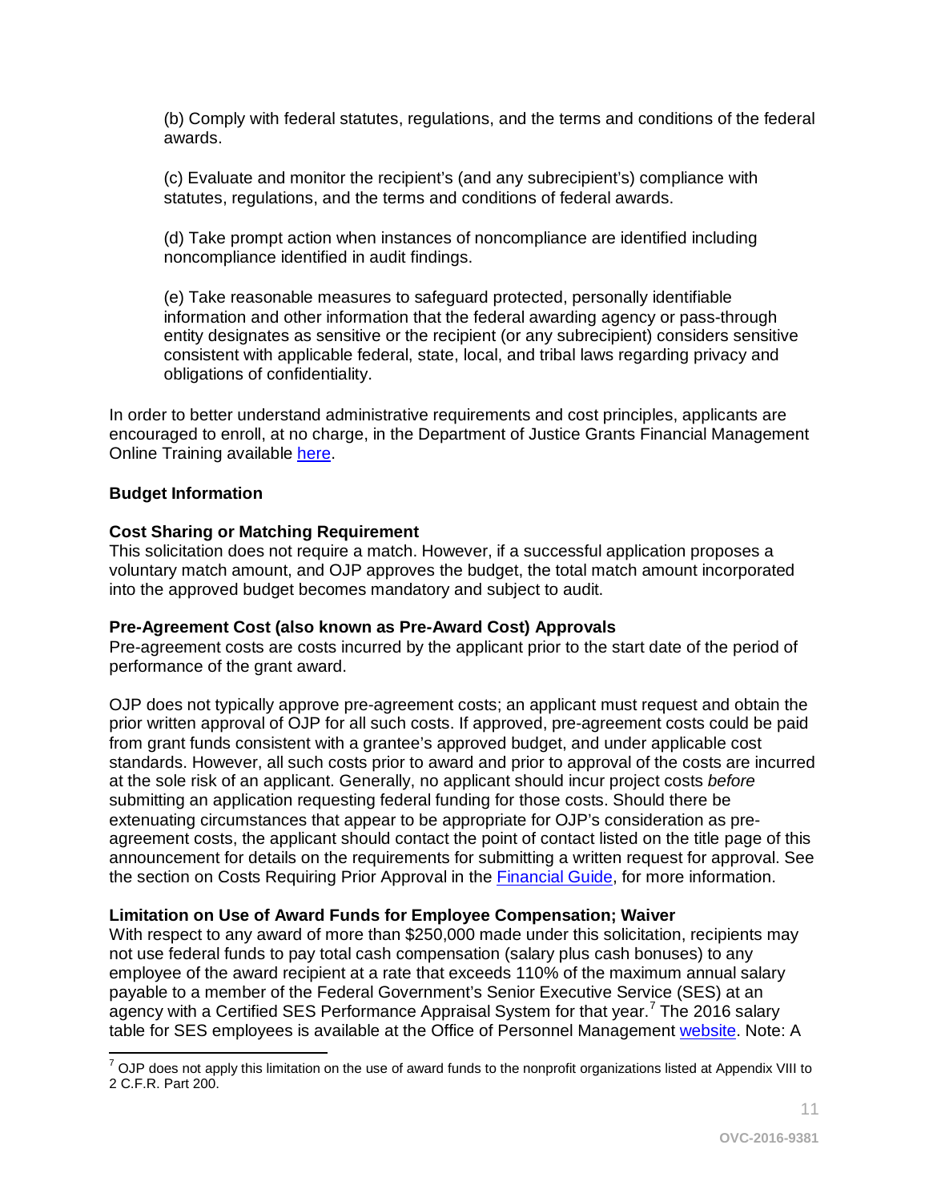(b) Comply with federal statutes, regulations, and the terms and conditions of the federal awards.

(c) Evaluate and monitor the recipient's (and any subrecipient's) compliance with statutes, regulations, and the terms and conditions of federal awards.

(d) Take prompt action when instances of noncompliance are identified including noncompliance identified in audit findings.

(e) Take reasonable measures to safeguard protected, personally identifiable information and other information that the federal awarding agency or pass-through entity designates as sensitive or the recipient (or any subrecipient) considers sensitive consistent with applicable federal, state, local, and tribal laws regarding privacy and obligations of confidentiality.

In order to better understand administrative requirements and cost principles, applicants are encouraged to enroll, at no charge, in the Department of Justice Grants Financial Management Online Training available here.

**Budget Information**

**Cost Sharing or Matching Requirement**
This solicitation does not require a match. However, if a successful application proposes a voluntary match amount, and OJP approves the budget, the total match amount incorporated into the approved budget becomes mandatory and subject to audit.

**Pre-Agreement Cost (also known as Pre-Award Cost) Approvals**
Pre-agreement costs are costs incurred by the applicant prior to the start date of the period of performance of the grant award.

OJP does not typically approve pre-agreement costs; an applicant must request and obtain the prior written approval of OJP for all such costs. If approved, pre-agreement costs could be paid from grant funds consistent with a grantee's approved budget, and under applicable cost standards. However, all such costs prior to award and prior to approval of the costs are incurred at the sole risk of an applicant. Generally, no applicant should incur project costs *before* submitting an application requesting federal funding for those costs. Should there be extenuating circumstances that appear to be appropriate for OJP's consideration as pre-agreement costs, the applicant should contact the point of contact listed on the title page of this announcement for details on the requirements for submitting a written request for approval. See the section on Costs Requiring Prior Approval in the Financial Guide, for more information.

**Limitation on Use of Award Funds for Employee Compensation; Waiver**
With respect to any award of more than $250,000 made under this solicitation, recipients may not use federal funds to pay total cash compensation (salary plus cash bonuses) to any employee of the award recipient at a rate that exceeds 110% of the maximum annual salary payable to a member of the Federal Government's Senior Executive Service (SES) at an agency with a Certified SES Performance Appraisal System for that year.[7] The 2016 salary table for SES employees is available at the Office of Personnel Management website. Note: A

[7] OJP does not apply this limitation on the use of award funds to the nonprofit organizations listed at Appendix VIII to 2 C.F.R. Part 200.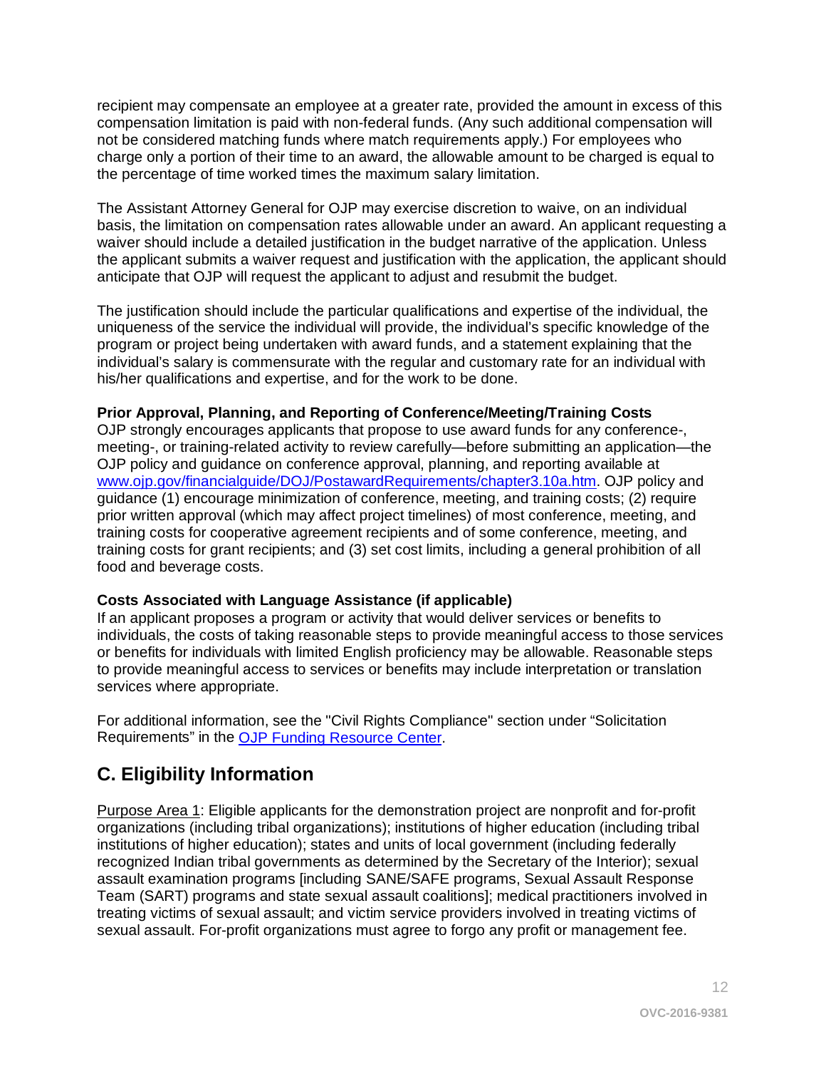recipient may compensate an employee at a greater rate, provided the amount in excess of this compensation limitation is paid with non-federal funds. (Any such additional compensation will not be considered matching funds where match requirements apply.) For employees who charge only a portion of their time to an award, the allowable amount to be charged is equal to the percentage of time worked times the maximum salary limitation.

The Assistant Attorney General for OJP may exercise discretion to waive, on an individual basis, the limitation on compensation rates allowable under an award. An applicant requesting a waiver should include a detailed justification in the budget narrative of the application. Unless the applicant submits a waiver request and justification with the application, the applicant should anticipate that OJP will request the applicant to adjust and resubmit the budget.

The justification should include the particular qualifications and expertise of the individual, the uniqueness of the service the individual will provide, the individual's specific knowledge of the program or project being undertaken with award funds, and a statement explaining that the individual's salary is commensurate with the regular and customary rate for an individual with his/her qualifications and expertise, and for the work to be done.

**Prior Approval, Planning, and Reporting of Conference/Meeting/Training Costs**
OJP strongly encourages applicants that propose to use award funds for any conference-, meeting-, or training-related activity to review carefully—before submitting an application—the OJP policy and guidance on conference approval, planning, and reporting available at [www.ojp.gov/financialguide/DOJ/PostawardRequirements/chapter3.10a.htm](www.ojp.gov/financialguide/DOJ/PostawardRequirements/chapter3.10a.htm). OJP policy and guidance (1) encourage minimization of conference, meeting, and training costs; (2) require prior written approval (which may affect project timelines) of most conference, meeting, and training costs for cooperative agreement recipients and of some conference, meeting, and training costs for grant recipients; and (3) set cost limits, including a general prohibition of all food and beverage costs.

**Costs Associated with Language Assistance (if applicable)**
If an applicant proposes a program or activity that would deliver services or benefits to individuals, the costs of taking reasonable steps to provide meaningful access to those services or benefits for individuals with limited English proficiency may be allowable. Reasonable steps to provide meaningful access to services or benefits may include interpretation or translation services where appropriate.

For additional information, see the "Civil Rights Compliance" section under "Solicitation Requirements" in the OJP Funding Resource Center.

## C. Eligibility Information

Purpose Area 1: Eligible applicants for the demonstration project are nonprofit and for-profit organizations (including tribal organizations); institutions of higher education (including tribal institutions of higher education); states and units of local government (including federally recognized Indian tribal governments as determined by the Secretary of the Interior); sexual assault examination programs [including SANE/SAFE programs, Sexual Assault Response Team (SART) programs and state sexual assault coalitions]; medical practitioners involved in treating victims of sexual assault; and victim service providers involved in treating victims of sexual assault. For-profit organizations must agree to forgo any profit or management fee.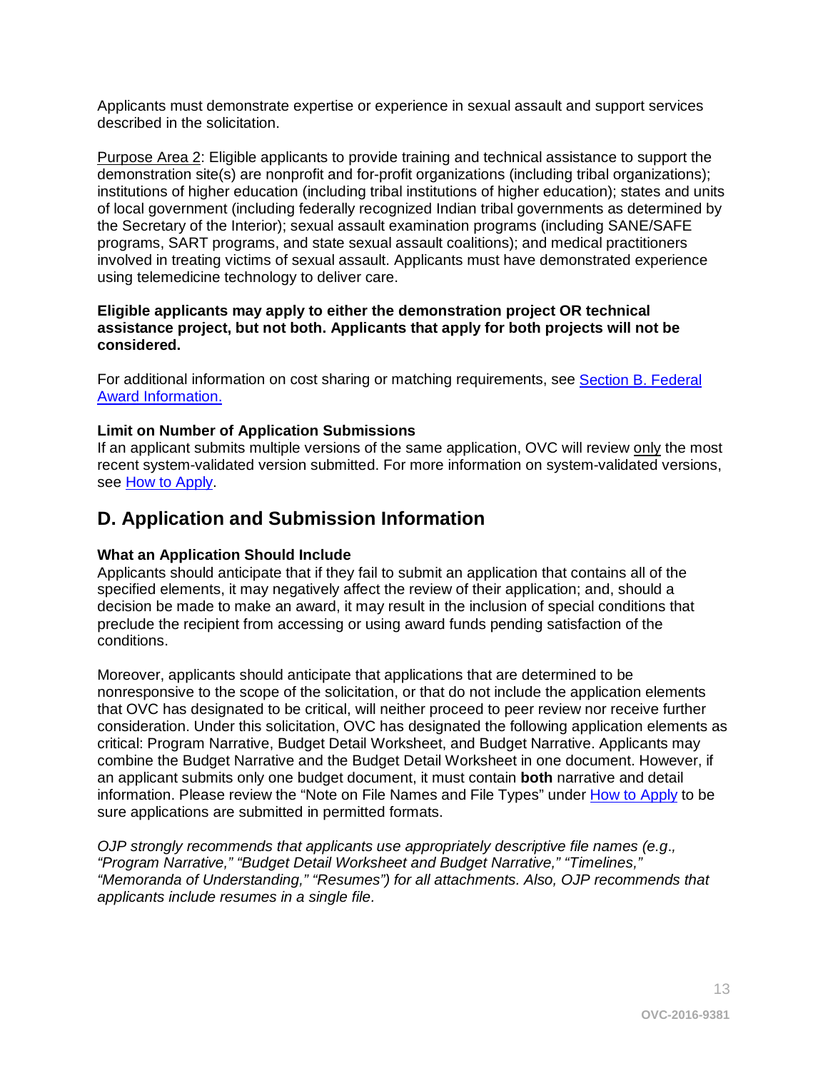Applicants must demonstrate expertise or experience in sexual assault and support services described in the solicitation.

Purpose Area 2: Eligible applicants to provide training and technical assistance to support the demonstration site(s) are nonprofit and for-profit organizations (including tribal organizations); institutions of higher education (including tribal institutions of higher education); states and units of local government (including federally recognized Indian tribal governments as determined by the Secretary of the Interior); sexual assault examination programs (including SANE/SAFE programs, SART programs, and state sexual assault coalitions); and medical practitioners involved in treating victims of sexual assault. Applicants must have demonstrated experience using telemedicine technology to deliver care.

**Eligible applicants may apply to either the demonstration project OR technical assistance project, but not both. Applicants that apply for both projects will not be considered.**

For additional information on cost sharing or matching requirements, see Section B. Federal Award Information.

**Limit on Number of Application Submissions**
If an applicant submits multiple versions of the same application, OVC will review only the most recent system-validated version submitted. For more information on system-validated versions, see How to Apply.

## D. Application and Submission Information

**What an Application Should Include**
Applicants should anticipate that if they fail to submit an application that contains all of the specified elements, it may negatively affect the review of their application; and, should a decision be made to make an award, it may result in the inclusion of special conditions that preclude the recipient from accessing or using award funds pending satisfaction of the conditions.

Moreover, applicants should anticipate that applications that are determined to be nonresponsive to the scope of the solicitation, or that do not include the application elements that OVC has designated to be critical, will neither proceed to peer review nor receive further consideration. Under this solicitation, OVC has designated the following application elements as critical: Program Narrative, Budget Detail Worksheet, and Budget Narrative. Applicants may combine the Budget Narrative and the Budget Detail Worksheet in one document. However, if an applicant submits only one budget document, it must contain **both** narrative and detail information. Please review the "Note on File Names and File Types" under How to Apply to be sure applications are submitted in permitted formats.

*OJP strongly recommends that applicants use appropriately descriptive file names (e.g., "Program Narrative," "Budget Detail Worksheet and Budget Narrative," "Timelines," "Memoranda of Understanding," "Resumes") for all attachments. Also, OJP recommends that applicants include resumes in a single file.*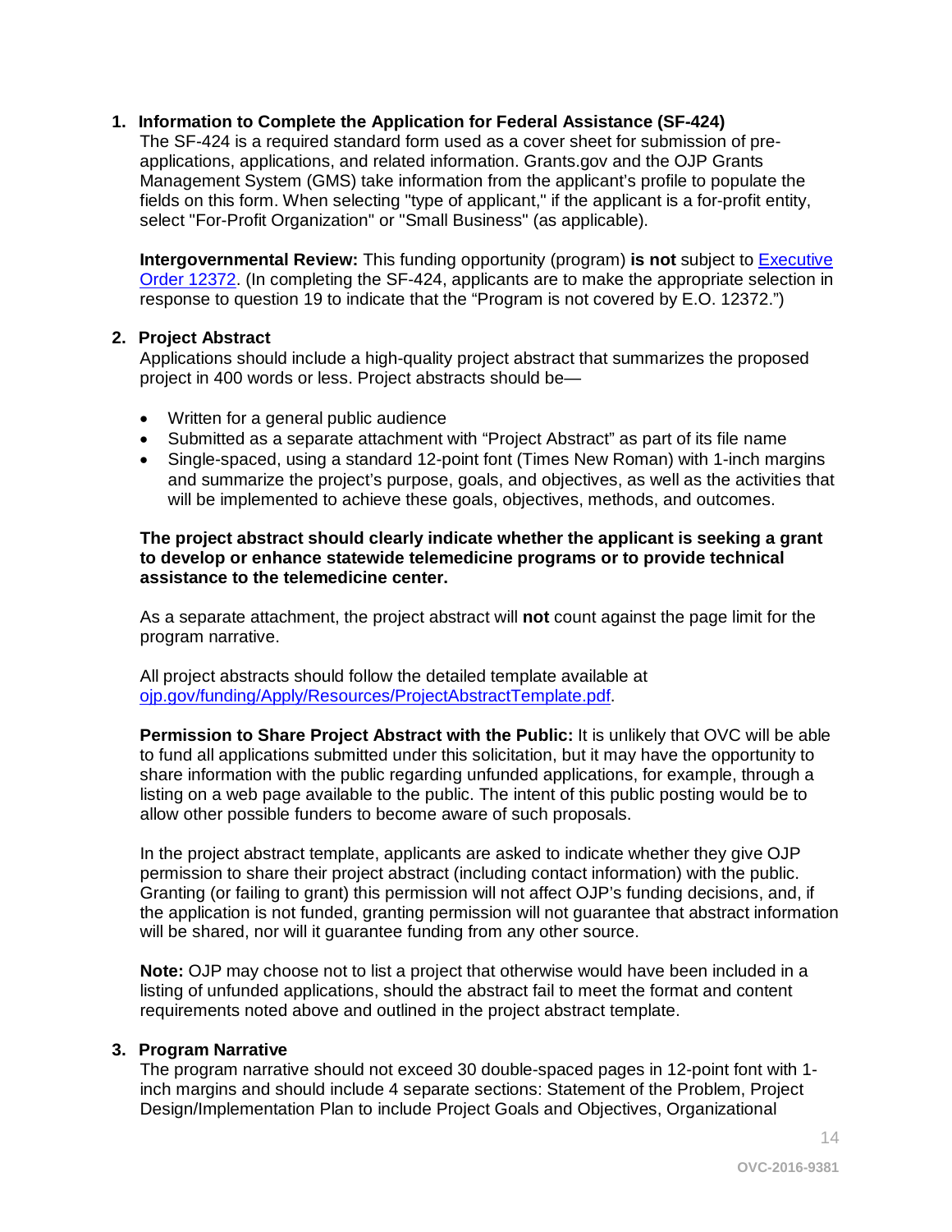1. **Information to Complete the Application for Federal Assistance (SF-424)**
   The SF-424 is a required standard form used as a cover sheet for submission of pre-applications, applications, and related information. Grants.gov and the OJP Grants Management System (GMS) take information from the applicant's profile to populate the fields on this form. When selecting "type of applicant," if the applicant is a for-profit entity, select "For-Profit Organization" or "Small Business" (as applicable).

   **Intergovernmental Review:** This funding opportunity (program) **is not** subject to [Executive Order 12372](). (In completing the SF-424, applicants are to make the appropriate selection in response to question 19 to indicate that the "Program is not covered by E.O. 12372.")

2. **Project Abstract**
   Applications should include a high-quality project abstract that summarizes the proposed project in 400 words or less. Project abstracts should be—

   - Written for a general public audience
   - Submitted as a separate attachment with "Project Abstract" as part of its file name
   - Single-spaced, using a standard 12-point font (Times New Roman) with 1-inch margins and summarize the project's purpose, goals, and objectives, as well as the activities that will be implemented to achieve these goals, objectives, methods, and outcomes.

   **The project abstract should clearly indicate whether the applicant is seeking a grant to develop or enhance statewide telemedicine programs or to provide technical assistance to the telemedicine center.**

   As a separate attachment, the project abstract will **not** count against the page limit for the program narrative.

   All project abstracts should follow the detailed template available at [ojp.gov/funding/Apply/Resources/ProjectAbstractTemplate.pdf]().

   **Permission to Share Project Abstract with the Public:** It is unlikely that OVC will be able to fund all applications submitted under this solicitation, but it may have the opportunity to share information with the public regarding unfunded applications, for example, through a listing on a web page available to the public. The intent of this public posting would be to allow other possible funders to become aware of such proposals.

   In the project abstract template, applicants are asked to indicate whether they give OJP permission to share their project abstract (including contact information) with the public. Granting (or failing to grant) this permission will not affect OJP's funding decisions, and, if the application is not funded, granting permission will not guarantee that abstract information will be shared, nor will it guarantee funding from any other source.

   **Note:** OJP may choose not to list a project that otherwise would have been included in a listing of unfunded applications, should the abstract fail to meet the format and content requirements noted above and outlined in the project abstract template.

3. **Program Narrative**
   The program narrative should not exceed 30 double-spaced pages in 12-point font with 1-inch margins and should include 4 separate sections: Statement of the Problem, Project Design/Implementation Plan to include Project Goals and Objectives, Organizational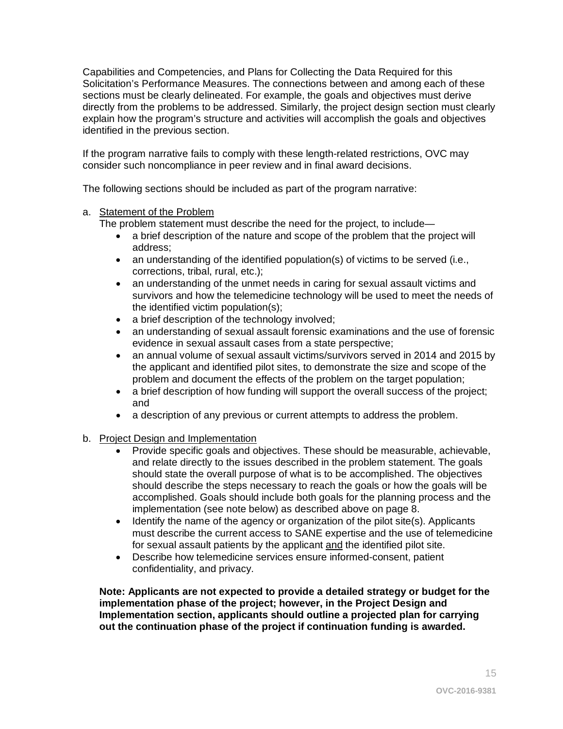Capabilities and Competencies, and Plans for Collecting the Data Required for this Solicitation's Performance Measures. The connections between and among each of these sections must be clearly delineated. For example, the goals and objectives must derive directly from the problems to be addressed. Similarly, the project design section must clearly explain how the program's structure and activities will accomplish the goals and objectives identified in the previous section.

If the program narrative fails to comply with these length-related restrictions, OVC may consider such noncompliance in peer review and in final award decisions.

The following sections should be included as part of the program narrative:

a. Statement of the Problem

   The problem statement must describe the need for the project, to include—

   - a brief description of the nature and scope of the problem that the project will address;
   - an understanding of the identified population(s) of victims to be served (i.e., corrections, tribal, rural, etc.);
   - an understanding of the unmet needs in caring for sexual assault victims and survivors and how the telemedicine technology will be used to meet the needs of the identified victim population(s);
   - a brief description of the technology involved;
   - an understanding of sexual assault forensic examinations and the use of forensic evidence in sexual assault cases from a state perspective;
   - an annual volume of sexual assault victims/survivors served in 2014 and 2015 by the applicant and identified pilot sites, to demonstrate the size and scope of the problem and document the effects of the problem on the target population;
   - a brief description of how funding will support the overall success of the project; and
   - a description of any previous or current attempts to address the problem.

b. Project Design and Implementation

   - Provide specific goals and objectives. These should be measurable, achievable, and relate directly to the issues described in the problem statement. The goals should state the overall purpose of what is to be accomplished. The objectives should describe the steps necessary to reach the goals or how the goals will be accomplished. Goals should include both goals for the planning process and the implementation (see note below) as described above on page 8.
   - Identify the name of the agency or organization of the pilot site(s). Applicants must describe the current access to SANE expertise and the use of telemedicine for sexual assault patients by the applicant and the identified pilot site.
   - Describe how telemedicine services ensure informed-consent, patient confidentiality, and privacy.

   **Note: Applicants are not expected to provide a detailed strategy or budget for the implementation phase of the project; however, in the Project Design and Implementation section, applicants should outline a projected plan for carrying out the continuation phase of the project if continuation funding is awarded.**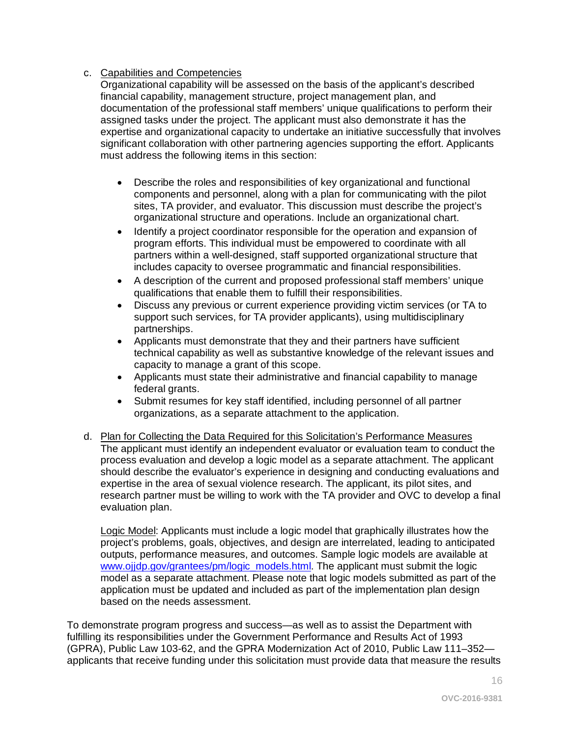c. <u>Capabilities and Competencies</u>
   Organizational capability will be assessed on the basis of the applicant's described financial capability, management structure, project management plan, and documentation of the professional staff members' unique qualifications to perform their assigned tasks under the project. The applicant must also demonstrate it has the expertise and organizational capacity to undertake an initiative successfully that involves significant collaboration with other partnering agencies supporting the effort. Applicants must address the following items in this section:

   - Describe the roles and responsibilities of key organizational and functional components and personnel, along with a plan for communicating with the pilot sites, TA provider, and evaluator. This discussion must describe the project's organizational structure and operations. Include an organizational chart.
   - Identify a project coordinator responsible for the operation and expansion of program efforts. This individual must be empowered to coordinate with all partners within a well-designed, staff supported organizational structure that includes capacity to oversee programmatic and financial responsibilities.
   - A description of the current and proposed professional staff members' unique qualifications that enable them to fulfill their responsibilities.
   - Discuss any previous or current experience providing victim services (or TA to support such services, for TA provider applicants), using multidisciplinary partnerships.
   - Applicants must demonstrate that they and their partners have sufficient technical capability as well as substantive knowledge of the relevant issues and capacity to manage a grant of this scope.
   - Applicants must state their administrative and financial capability to manage federal grants.
   - Submit resumes for key staff identified, including personnel of all partner organizations, as a separate attachment to the application.

d. <u>Plan for Collecting the Data Required for this Solicitation's Performance Measures</u>
   The applicant must identify an independent evaluator or evaluation team to conduct the process evaluation and develop a logic model as a separate attachment. The applicant should describe the evaluator's experience in designing and conducting evaluations and expertise in the area of sexual violence research. The applicant, its pilot sites, and research partner must be willing to work with the TA provider and OVC to develop a final evaluation plan.

   <u>Logic Model</u>: Applicants must include a logic model that graphically illustrates how the project's problems, goals, objectives, and design are interrelated, leading to anticipated outputs, performance measures, and outcomes. Sample logic models are available at [www.ojjdp.gov/grantees/pm/logic_models.html](www.ojjdp.gov/grantees/pm/logic_models.html). The applicant must submit the logic model as a separate attachment. Please note that logic models submitted as part of the application must be updated and included as part of the implementation plan design based on the needs assessment.

To demonstrate program progress and success—as well as to assist the Department with fulfilling its responsibilities under the Government Performance and Results Act of 1993 (GPRA), Public Law 103-62, and the GPRA Modernization Act of 2010, Public Law 111–352—applicants that receive funding under this solicitation must provide data that measure the results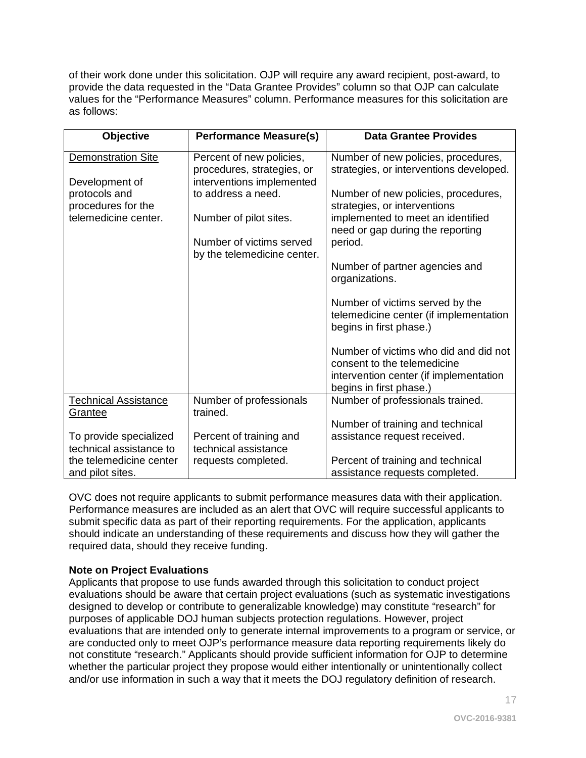of their work done under this solicitation. OJP will require any award recipient, post-award, to provide the data requested in the "Data Grantee Provides" column so that OJP can calculate values for the "Performance Measures" column. Performance measures for this solicitation are as follows:

| Objective | Performance Measure(s) | Data Grantee Provides |
| --- | --- | --- |
| Demonstration Site<br><br>Development of protocols and procedures for the telemedicine center. | Percent of new policies, procedures, strategies, or interventions implemented to address a need.<br><br>Number of pilot sites.<br><br>Number of victims served by the telemedicine center. | Number of new policies, procedures, strategies, or interventions developed.<br><br>Number of new policies, procedures, strategies, or interventions implemented to meet an identified need or gap during the reporting period.<br><br>Number of partner agencies and organizations.<br><br>Number of victims served by the telemedicine center (if implementation begins in first phase.)<br><br>Number of victims who did and did not consent to the telemedicine intervention center (if implementation begins in first phase.) |
| Technical Assistance Grantee<br><br>To provide specialized technical assistance to the telemedicine center and pilot sites. | Number of professionals trained.<br><br>Percent of training and technical assistance requests completed. | Number of professionals trained.<br><br>Number of training and technical assistance request received.<br><br>Percent of training and technical assistance requests completed. |

OVC does not require applicants to submit performance measures data with their application. Performance measures are included as an alert that OVC will require successful applicants to submit specific data as part of their reporting requirements. For the application, applicants should indicate an understanding of these requirements and discuss how they will gather the required data, should they receive funding.

**Note on Project Evaluations**

Applicants that propose to use funds awarded through this solicitation to conduct project evaluations should be aware that certain project evaluations (such as systematic investigations designed to develop or contribute to generalizable knowledge) may constitute "research" for purposes of applicable DOJ human subjects protection regulations. However, project evaluations that are intended only to generate internal improvements to a program or service, or are conducted only to meet OJP's performance measure data reporting requirements likely do not constitute "research." Applicants should provide sufficient information for OJP to determine whether the particular project they propose would either intentionally or unintentionally collect and/or use information in such a way that it meets the DOJ regulatory definition of research.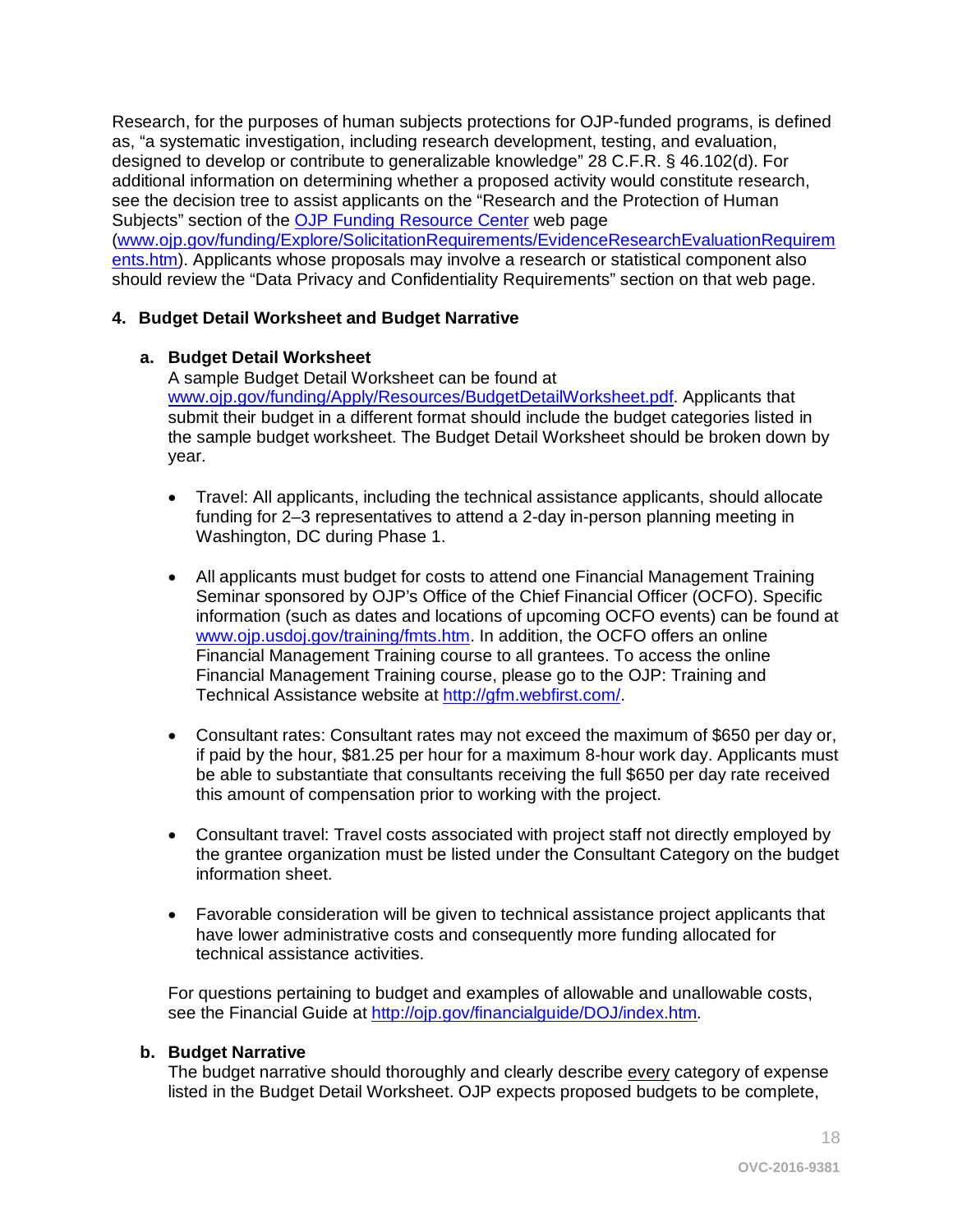Research, for the purposes of human subjects protections for OJP-funded programs, is defined as, "a systematic investigation, including research development, testing, and evaluation, designed to develop or contribute to generalizable knowledge" 28 C.F.R. § 46.102(d). For additional information on determining whether a proposed activity would constitute research, see the decision tree to assist applicants on the "Research and the Protection of Human Subjects" section of the [OJP Funding Resource Center](www.ojp.gov/funding/Explore/SolicitationRequirements/EvidenceResearchEvaluationRequirements.htm) web page ([www.ojp.gov/funding/Explore/SolicitationRequirements/EvidenceResearchEvaluationRequirements.htm](www.ojp.gov/funding/Explore/SolicitationRequirements/EvidenceResearchEvaluationRequirements.htm)). Applicants whose proposals may involve a research or statistical component also should review the "Data Privacy and Confidentiality Requirements" section on that web page.

#### 4. Budget Detail Worksheet and Budget Narrative

**a. Budget Detail Worksheet**

A sample Budget Detail Worksheet can be found at [www.ojp.gov/funding/Apply/Resources/BudgetDetailWorksheet.pdf](www.ojp.gov/funding/Apply/Resources/BudgetDetailWorksheet.pdf). Applicants that submit their budget in a different format should include the budget categories listed in the sample budget worksheet. The Budget Detail Worksheet should be broken down by year.

- Travel: All applicants, including the technical assistance applicants, should allocate funding for 2–3 representatives to attend a 2-day in-person planning meeting in Washington, DC during Phase 1.

- All applicants must budget for costs to attend one Financial Management Training Seminar sponsored by OJP's Office of the Chief Financial Officer (OCFO). Specific information (such as dates and locations of upcoming OCFO events) can be found at [www.ojp.usdoj.gov/training/fmts.htm](www.ojp.usdoj.gov/training/fmts.htm). In addition, the OCFO offers an online Financial Management Training course to all grantees. To access the online Financial Management Training course, please go to the OJP: Training and Technical Assistance website at [http://gfm.webfirst.com/](http://gfm.webfirst.com/).

- Consultant rates: Consultant rates may not exceed the maximum of $650 per day or, if paid by the hour, $81.25 per hour for a maximum 8-hour work day. Applicants must be able to substantiate that consultants receiving the full $650 per day rate received this amount of compensation prior to working with the project.

- Consultant travel: Travel costs associated with project staff not directly employed by the grantee organization must be listed under the Consultant Category on the budget information sheet.

- Favorable consideration will be given to technical assistance project applicants that have lower administrative costs and consequently more funding allocated for technical assistance activities.

For questions pertaining to budget and examples of allowable and unallowable costs, see the Financial Guide at [http://ojp.gov/financialguide/DOJ/index.htm](http://ojp.gov/financialguide/DOJ/index.htm).

**b. Budget Narrative**

The budget narrative should thoroughly and clearly describe every category of expense listed in the Budget Detail Worksheet. OJP expects proposed budgets to be complete,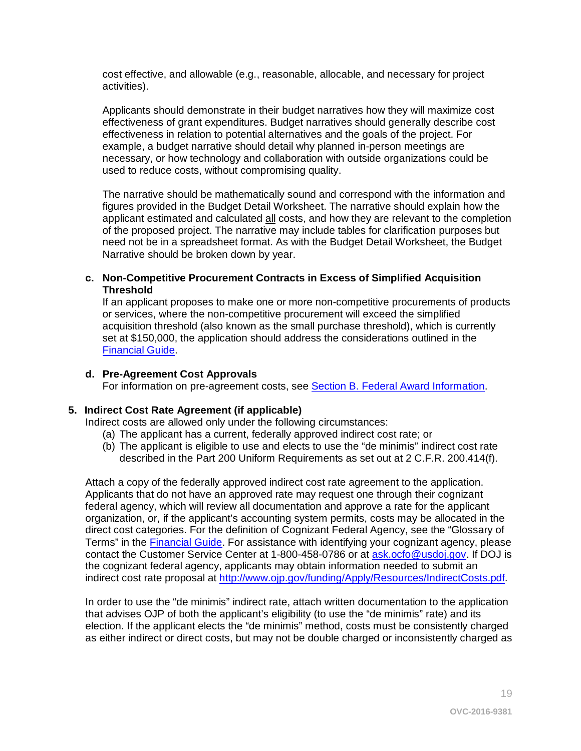cost effective, and allowable (e.g., reasonable, allocable, and necessary for project activities).

Applicants should demonstrate in their budget narratives how they will maximize cost effectiveness of grant expenditures. Budget narratives should generally describe cost effectiveness in relation to potential alternatives and the goals of the project. For example, a budget narrative should detail why planned in-person meetings are necessary, or how technology and collaboration with outside organizations could be used to reduce costs, without compromising quality.

The narrative should be mathematically sound and correspond with the information and figures provided in the Budget Detail Worksheet. The narrative should explain how the applicant estimated and calculated all costs, and how they are relevant to the completion of the proposed project. The narrative may include tables for clarification purposes but need not be in a spreadsheet format. As with the Budget Detail Worksheet, the Budget Narrative should be broken down by year.

**c. Non-Competitive Procurement Contracts in Excess of Simplified Acquisition Threshold**

If an applicant proposes to make one or more non-competitive procurements of products or services, where the non-competitive procurement will exceed the simplified acquisition threshold (also known as the small purchase threshold), which is currently set at $150,000, the application should address the considerations outlined in the [Financial Guide](#).

**d. Pre-Agreement Cost Approvals**

For information on pre-agreement costs, see [Section B. Federal Award Information](#).

### 5. Indirect Cost Rate Agreement (if applicable)

Indirect costs are allowed only under the following circumstances:

(a) The applicant has a current, federally approved indirect cost rate; or
(b) The applicant is eligible to use and elects to use the "de minimis" indirect cost rate described in the Part 200 Uniform Requirements as set out at 2 C.F.R. 200.414(f).

Attach a copy of the federally approved indirect cost rate agreement to the application. Applicants that do not have an approved rate may request one through their cognizant federal agency, which will review all documentation and approve a rate for the applicant organization, or, if the applicant's accounting system permits, costs may be allocated in the direct cost categories. For the definition of Cognizant Federal Agency, see the "Glossary of Terms" in the [Financial Guide](#). For assistance with identifying your cognizant agency, please contact the Customer Service Center at 1-800-458-0786 or at ask.ocfo@usdoj.gov. If DOJ is the cognizant federal agency, applicants may obtain information needed to submit an indirect cost rate proposal at http://www.ojp.gov/funding/Apply/Resources/IndirectCosts.pdf.

In order to use the "de minimis" indirect rate, attach written documentation to the application that advises OJP of both the applicant's eligibility (to use the "de minimis" rate) and its election. If the applicant elects the "de minimis" method, costs must be consistently charged as either indirect or direct costs, but may not be double charged or inconsistently charged as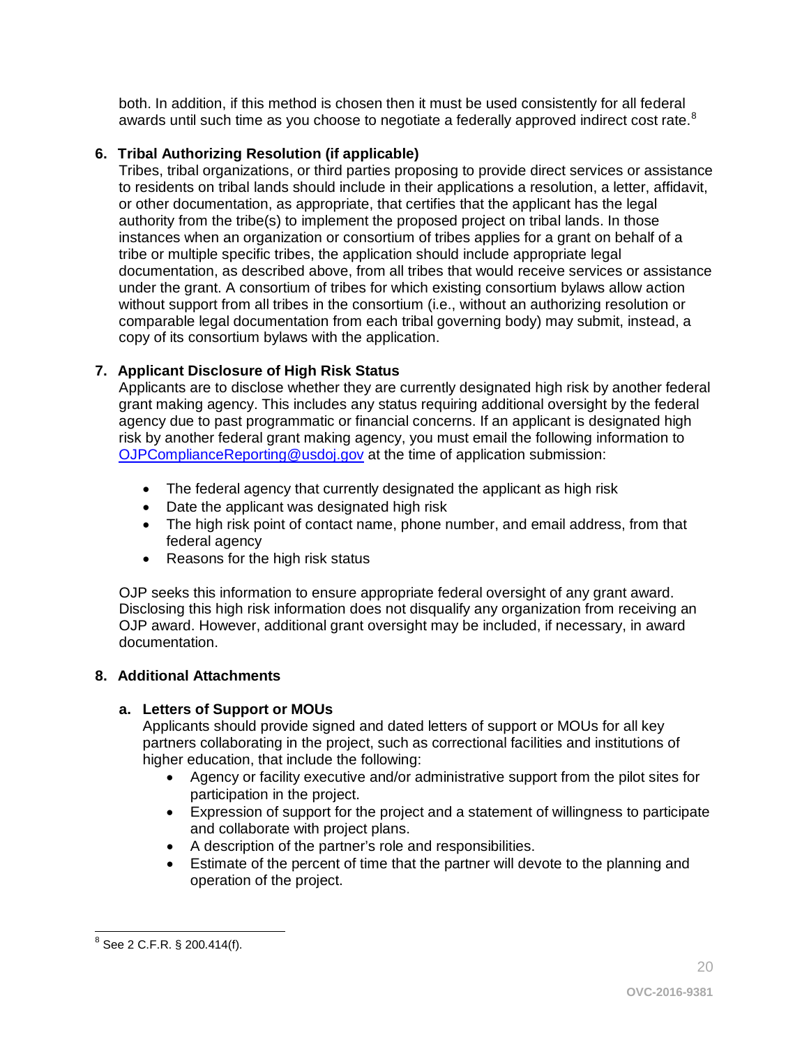both. In addition, if this method is chosen then it must be used consistently for all federal awards until such time as you choose to negotiate a federally approved indirect cost rate.[8]

**6. Tribal Authorizing Resolution (if applicable)**

Tribes, tribal organizations, or third parties proposing to provide direct services or assistance to residents on tribal lands should include in their applications a resolution, a letter, affidavit, or other documentation, as appropriate, that certifies that the applicant has the legal authority from the tribe(s) to implement the proposed project on tribal lands. In those instances when an organization or consortium of tribes applies for a grant on behalf of a tribe or multiple specific tribes, the application should include appropriate legal documentation, as described above, from all tribes that would receive services or assistance under the grant. A consortium of tribes for which existing consortium bylaws allow action without support from all tribes in the consortium (i.e., without an authorizing resolution or comparable legal documentation from each tribal governing body) may submit, instead, a copy of its consortium bylaws with the application.

**7. Applicant Disclosure of High Risk Status**

Applicants are to disclose whether they are currently designated high risk by another federal grant making agency. This includes any status requiring additional oversight by the federal agency due to past programmatic or financial concerns. If an applicant is designated high risk by another federal grant making agency, you must email the following information to OJPComplianceReporting@usdoj.gov at the time of application submission:

- The federal agency that currently designated the applicant as high risk
- Date the applicant was designated high risk
- The high risk point of contact name, phone number, and email address, from that federal agency
- Reasons for the high risk status

OJP seeks this information to ensure appropriate federal oversight of any grant award. Disclosing this high risk information does not disqualify any organization from receiving an OJP award. However, additional grant oversight may be included, if necessary, in award documentation.

**8. Additional Attachments**

**a. Letters of Support or MOUs**

Applicants should provide signed and dated letters of support or MOUs for all key partners collaborating in the project, such as correctional facilities and institutions of higher education, that include the following:

- Agency or facility executive and/or administrative support from the pilot sites for participation in the project.
- Expression of support for the project and a statement of willingness to participate and collaborate with project plans.
- A description of the partner's role and responsibilities.
- Estimate of the percent of time that the partner will devote to the planning and operation of the project.

[8] See 2 C.F.R. § 200.414(f).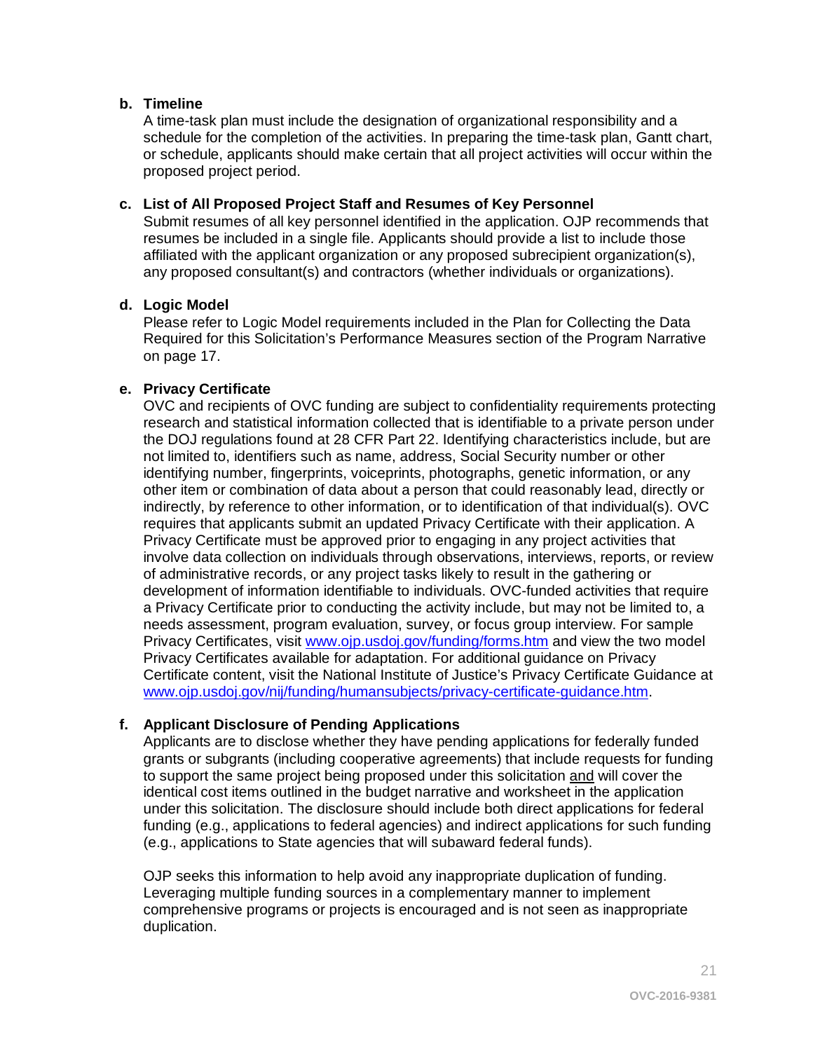**b. Timeline**

A time-task plan must include the designation of organizational responsibility and a schedule for the completion of the activities. In preparing the time-task plan, Gantt chart, or schedule, applicants should make certain that all project activities will occur within the proposed project period.

**c. List of All Proposed Project Staff and Resumes of Key Personnel**

Submit resumes of all key personnel identified in the application. OJP recommends that resumes be included in a single file. Applicants should provide a list to include those affiliated with the applicant organization or any proposed subrecipient organization(s), any proposed consultant(s) and contractors (whether individuals or organizations).

**d. Logic Model**

Please refer to Logic Model requirements included in the Plan for Collecting the Data Required for this Solicitation's Performance Measures section of the Program Narrative on page 17.

**e. Privacy Certificate**

OVC and recipients of OVC funding are subject to confidentiality requirements protecting research and statistical information collected that is identifiable to a private person under the DOJ regulations found at 28 CFR Part 22. Identifying characteristics include, but are not limited to, identifiers such as name, address, Social Security number or other identifying number, fingerprints, voiceprints, photographs, genetic information, or any other item or combination of data about a person that could reasonably lead, directly or indirectly, by reference to other information, or to identification of that individual(s). OVC requires that applicants submit an updated Privacy Certificate with their application. A Privacy Certificate must be approved prior to engaging in any project activities that involve data collection on individuals through observations, interviews, reports, or review of administrative records, or any project tasks likely to result in the gathering or development of information identifiable to individuals. OVC-funded activities that require a Privacy Certificate prior to conducting the activity include, but may not be limited to, a needs assessment, program evaluation, survey, or focus group interview. For sample Privacy Certificates, visit [www.ojp.usdoj.gov/funding/forms.htm](http://www.ojp.usdoj.gov/funding/forms.htm) and view the two model Privacy Certificates available for adaptation. For additional guidance on Privacy Certificate content, visit the National Institute of Justice's Privacy Certificate Guidance at [www.ojp.usdoj.gov/nij/funding/humansubjects/privacy-certificate-guidance.htm](http://www.ojp.usdoj.gov/nij/funding/humansubjects/privacy-certificate-guidance.htm).

**f. Applicant Disclosure of Pending Applications**

Applicants are to disclose whether they have pending applications for federally funded grants or subgrants (including cooperative agreements) that include requests for funding to support the same project being proposed under this solicitation <u>and</u> will cover the identical cost items outlined in the budget narrative and worksheet in the application under this solicitation. The disclosure should include both direct applications for federal funding (e.g., applications to federal agencies) and indirect applications for such funding (e.g., applications to State agencies that will subaward federal funds).

OJP seeks this information to help avoid any inappropriate duplication of funding. Leveraging multiple funding sources in a complementary manner to implement comprehensive programs or projects is encouraged and is not seen as inappropriate duplication.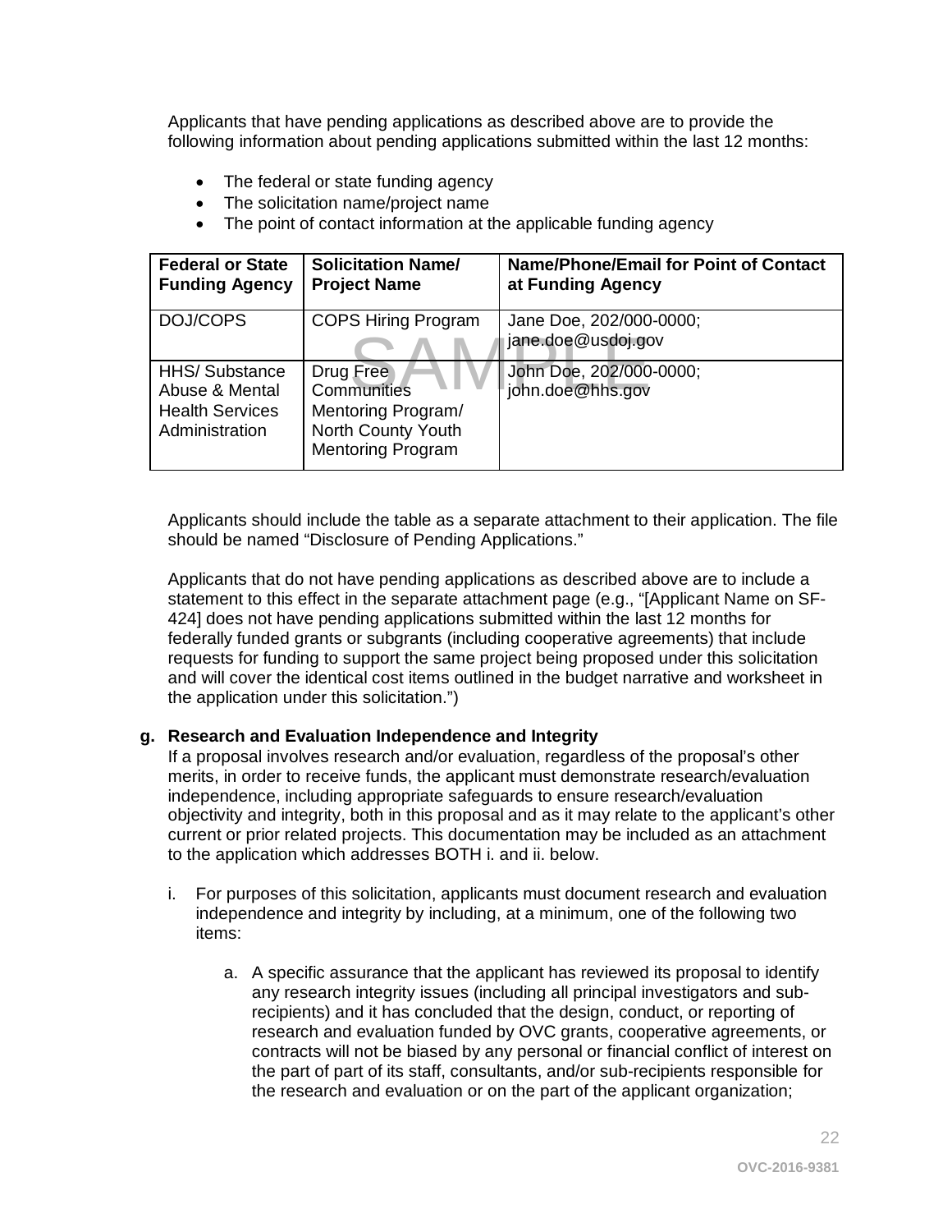Applicants that have pending applications as described above are to provide the following information about pending applications submitted within the last 12 months:

- The federal or state funding agency
- The solicitation name/project name
- The point of contact information at the applicable funding agency

| Federal or State Funding Agency | Solicitation Name/ Project Name | Name/Phone/Email for Point of Contact at Funding Agency |
|---|---|---|
| DOJ/COPS | COPS Hiring Program | Jane Doe, 202/000-0000; jane.doe@usdoj.gov |
| HHS/ Substance Abuse & Mental Health Services Administration | Drug Free Communities Mentoring Program/ North County Youth Mentoring Program | John Doe, 202/000-0000; john.doe@hhs.gov |

Applicants should include the table as a separate attachment to their application. The file should be named "Disclosure of Pending Applications."

Applicants that do not have pending applications as described above are to include a statement to this effect in the separate attachment page (e.g., "[Applicant Name on SF-424] does not have pending applications submitted within the last 12 months for federally funded grants or subgrants (including cooperative agreements) that include requests for funding to support the same project being proposed under this solicitation and will cover the identical cost items outlined in the budget narrative and worksheet in the application under this solicitation.")

**g. Research and Evaluation Independence and Integrity**

If a proposal involves research and/or evaluation, regardless of the proposal's other merits, in order to receive funds, the applicant must demonstrate research/evaluation independence, including appropriate safeguards to ensure research/evaluation objectivity and integrity, both in this proposal and as it may relate to the applicant's other current or prior related projects. This documentation may be included as an attachment to the application which addresses BOTH i. and ii. below.

i. For purposes of this solicitation, applicants must document research and evaluation independence and integrity by including, at a minimum, one of the following two items:

   a. A specific assurance that the applicant has reviewed its proposal to identify any research integrity issues (including all principal investigators and sub-recipients) and it has concluded that the design, conduct, or reporting of research and evaluation funded by OVC grants, cooperative agreements, or contracts will not be biased by any personal or financial conflict of interest on the part of part of its staff, consultants, and/or sub-recipients responsible for the research and evaluation or on the part of the applicant organization;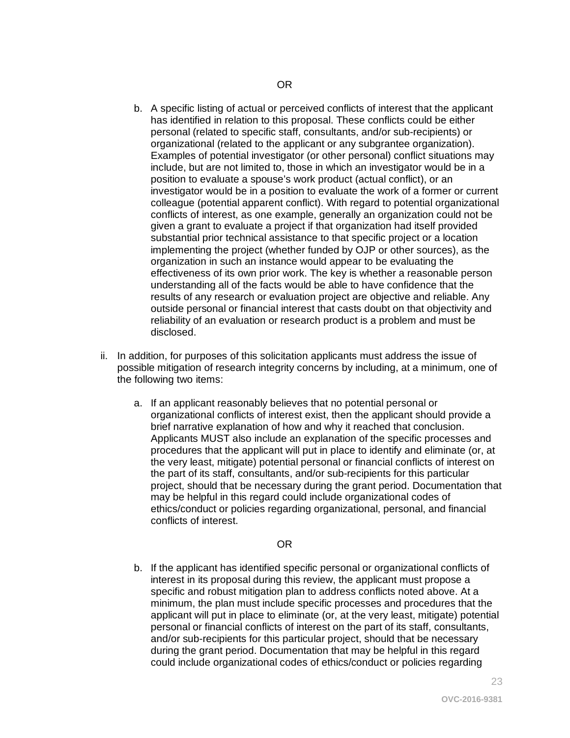OR

b. A specific listing of actual or perceived conflicts of interest that the applicant has identified in relation to this proposal. These conflicts could be either personal (related to specific staff, consultants, and/or sub-recipients) or organizational (related to the applicant or any subgrantee organization). Examples of potential investigator (or other personal) conflict situations may include, but are not limited to, those in which an investigator would be in a position to evaluate a spouse's work product (actual conflict), or an investigator would be in a position to evaluate the work of a former or current colleague (potential apparent conflict). With regard to potential organizational conflicts of interest, as one example, generally an organization could not be given a grant to evaluate a project if that organization had itself provided substantial prior technical assistance to that specific project or a location implementing the project (whether funded by OJP or other sources), as the organization in such an instance would appear to be evaluating the effectiveness of its own prior work. The key is whether a reasonable person understanding all of the facts would be able to have confidence that the results of any research or evaluation project are objective and reliable. Any outside personal or financial interest that casts doubt on that objectivity and reliability of an evaluation or research product is a problem and must be disclosed.

ii. In addition, for purposes of this solicitation applicants must address the issue of possible mitigation of research integrity concerns by including, at a minimum, one of the following two items:

a. If an applicant reasonably believes that no potential personal or organizational conflicts of interest exist, then the applicant should provide a brief narrative explanation of how and why it reached that conclusion. Applicants MUST also include an explanation of the specific processes and procedures that the applicant will put in place to identify and eliminate (or, at the very least, mitigate) potential personal or financial conflicts of interest on the part of its staff, consultants, and/or sub-recipients for this particular project, should that be necessary during the grant period. Documentation that may be helpful in this regard could include organizational codes of ethics/conduct or policies regarding organizational, personal, and financial conflicts of interest.

OR

b. If the applicant has identified specific personal or organizational conflicts of interest in its proposal during this review, the applicant must propose a specific and robust mitigation plan to address conflicts noted above. At a minimum, the plan must include specific processes and procedures that the applicant will put in place to eliminate (or, at the very least, mitigate) potential personal or financial conflicts of interest on the part of its staff, consultants, and/or sub-recipients for this particular project, should that be necessary during the grant period. Documentation that may be helpful in this regard could include organizational codes of ethics/conduct or policies regarding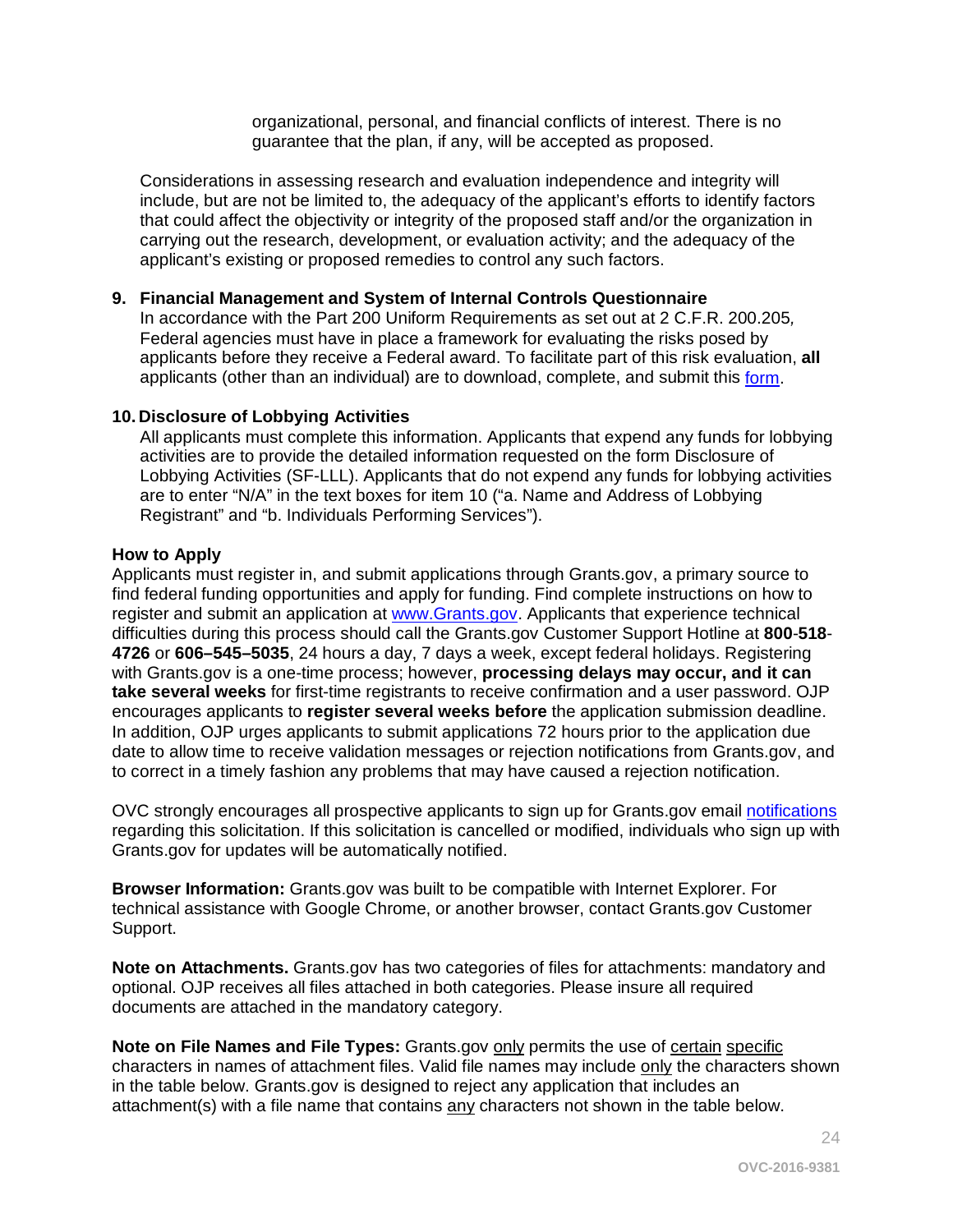organizational, personal, and financial conflicts of interest. There is no guarantee that the plan, if any, will be accepted as proposed.

Considerations in assessing research and evaluation independence and integrity will include, but are not be limited to, the adequacy of the applicant's efforts to identify factors that could affect the objectivity or integrity of the proposed staff and/or the organization in carrying out the research, development, or evaluation activity; and the adequacy of the applicant's existing or proposed remedies to control any such factors.

**9. Financial Management and System of Internal Controls Questionnaire**

In accordance with the Part 200 Uniform Requirements as set out at 2 C.F.R. 200.205, Federal agencies must have in place a framework for evaluating the risks posed by applicants before they receive a Federal award. To facilitate part of this risk evaluation, **all** applicants (other than an individual) are to download, complete, and submit this form.

**10. Disclosure of Lobbying Activities**

All applicants must complete this information. Applicants that expend any funds for lobbying activities are to provide the detailed information requested on the form Disclosure of Lobbying Activities (SF-LLL). Applicants that do not expend any funds for lobbying activities are to enter "N/A" in the text boxes for item 10 ("a. Name and Address of Lobbying Registrant" and "b. Individuals Performing Services").

**How to Apply**

Applicants must register in, and submit applications through Grants.gov, a primary source to find federal funding opportunities and apply for funding. Find complete instructions on how to register and submit an application at www.Grants.gov. Applicants that experience technical difficulties during this process should call the Grants.gov Customer Support Hotline at **800**-**518**-**4726** or **606–545–5035**, 24 hours a day, 7 days a week, except federal holidays. Registering with Grants.gov is a one-time process; however, **processing delays may occur, and it can take several weeks** for first-time registrants to receive confirmation and a user password. OJP encourages applicants to **register several weeks before** the application submission deadline. In addition, OJP urges applicants to submit applications 72 hours prior to the application due date to allow time to receive validation messages or rejection notifications from Grants.gov, and to correct in a timely fashion any problems that may have caused a rejection notification.

OVC strongly encourages all prospective applicants to sign up for Grants.gov email notifications regarding this solicitation. If this solicitation is cancelled or modified, individuals who sign up with Grants.gov for updates will be automatically notified.

**Browser Information:** Grants.gov was built to be compatible with Internet Explorer. For technical assistance with Google Chrome, or another browser, contact Grants.gov Customer Support.

**Note on Attachments.** Grants.gov has two categories of files for attachments: mandatory and optional. OJP receives all files attached in both categories. Please insure all required documents are attached in the mandatory category.

**Note on File Names and File Types:** Grants.gov only permits the use of certain specific characters in names of attachment files. Valid file names may include only the characters shown in the table below. Grants.gov is designed to reject any application that includes an attachment(s) with a file name that contains any characters not shown in the table below.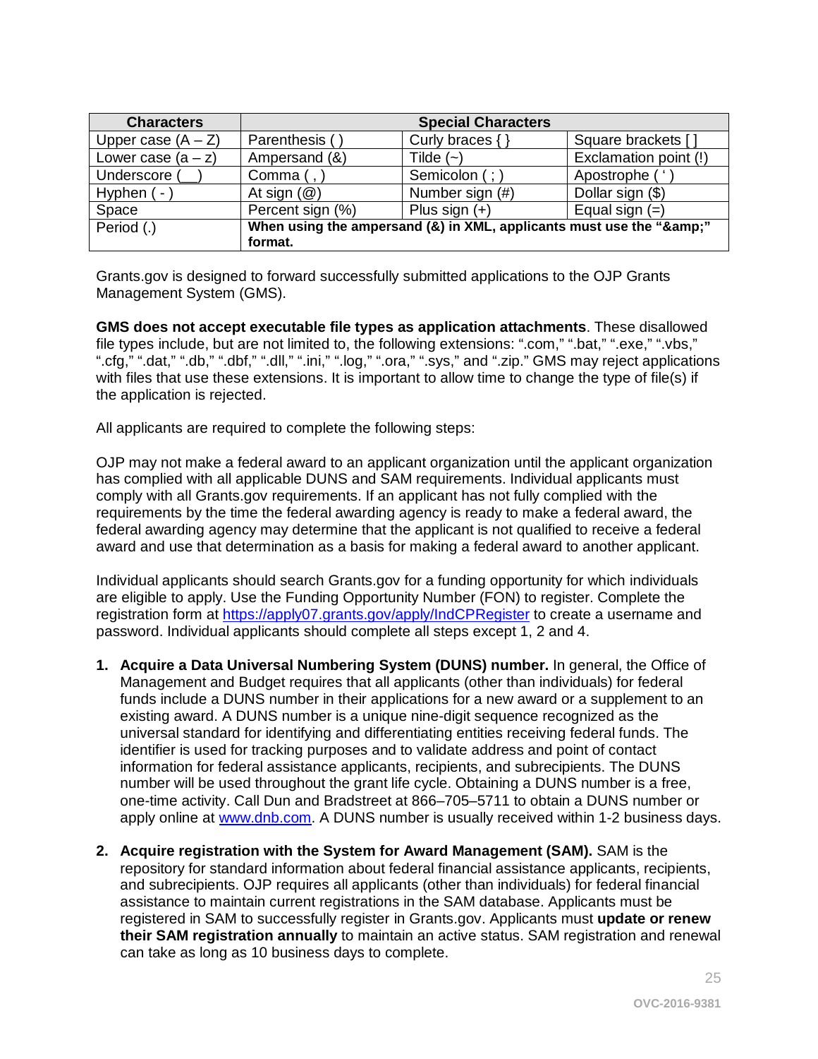| Characters | Special Characters | | |
|---|---|---|---|
| Upper case (A – Z) | Parenthesis ( ) | Curly braces { } | Square brackets [ ] |
| Lower case (a – z) | Ampersand (&) | Tilde (~) | Exclamation point (!) |
| Underscore (__) | Comma ( , ) | Semicolon ( ; ) | Apostrophe ( ' ) |
| Hyphen ( - ) | At sign (@) | Number sign (#) | Dollar sign ($) |
| Space | Percent sign (%) | Plus sign (+) | Equal sign (=) |
| Period (.) | **When using the ampersand (&) in XML, applicants must use the "&amp;" format.** | | |

Grants.gov is designed to forward successfully submitted applications to the OJP Grants Management System (GMS).

**GMS does not accept executable file types as application attachments**. These disallowed file types include, but are not limited to, the following extensions: ".com," ".bat," ".exe," ".vbs," ".cfg," ".dat," ".db," ".dbf," ".dll," ".ini," ".log," ".ora," ".sys," and ".zip." GMS may reject applications with files that use these extensions. It is important to allow time to change the type of file(s) if the application is rejected.

All applicants are required to complete the following steps:

OJP may not make a federal award to an applicant organization until the applicant organization has complied with all applicable DUNS and SAM requirements. Individual applicants must comply with all Grants.gov requirements. If an applicant has not fully complied with the requirements by the time the federal awarding agency is ready to make a federal award, the federal awarding agency may determine that the applicant is not qualified to receive a federal award and use that determination as a basis for making a federal award to another applicant.

Individual applicants should search Grants.gov for a funding opportunity for which individuals are eligible to apply. Use the Funding Opportunity Number (FON) to register. Complete the registration form at https://apply07.grants.gov/apply/IndCPRegister to create a username and password. Individual applicants should complete all steps except 1, 2 and 4.

1. **Acquire a Data Universal Numbering System (DUNS) number.** In general, the Office of Management and Budget requires that all applicants (other than individuals) for federal funds include a DUNS number in their applications for a new award or a supplement to an existing award. A DUNS number is a unique nine-digit sequence recognized as the universal standard for identifying and differentiating entities receiving federal funds. The identifier is used for tracking purposes and to validate address and point of contact information for federal assistance applicants, recipients, and subrecipients. The DUNS number will be used throughout the grant life cycle. Obtaining a DUNS number is a free, one-time activity. Call Dun and Bradstreet at 866–705–5711 to obtain a DUNS number or apply online at www.dnb.com. A DUNS number is usually received within 1-2 business days.

2. **Acquire registration with the System for Award Management (SAM).** SAM is the repository for standard information about federal financial assistance applicants, recipients, and subrecipients. OJP requires all applicants (other than individuals) for federal financial assistance to maintain current registrations in the SAM database. Applicants must be registered in SAM to successfully register in Grants.gov. Applicants must **update or renew their SAM registration annually** to maintain an active status. SAM registration and renewal can take as long as 10 business days to complete.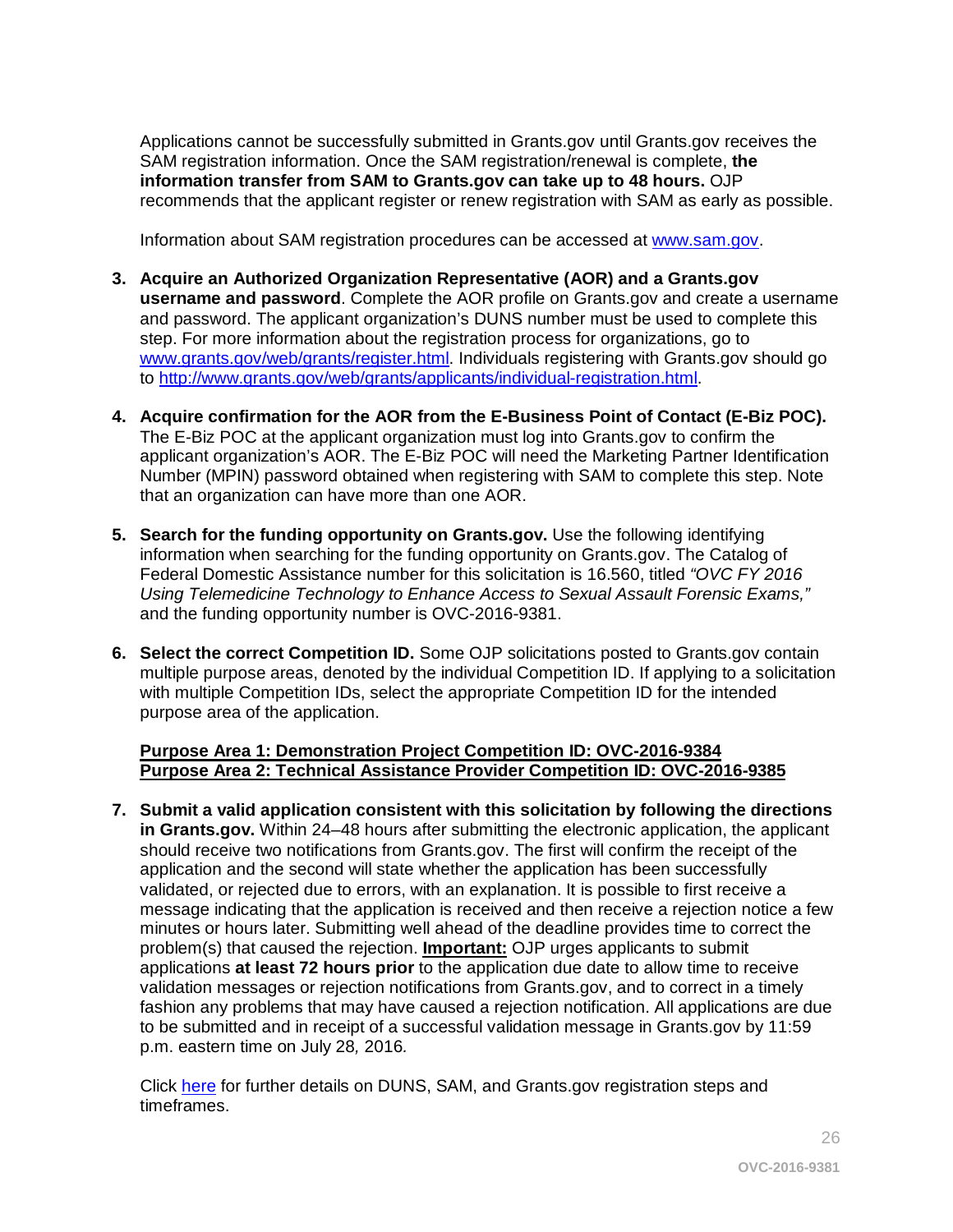Applications cannot be successfully submitted in Grants.gov until Grants.gov receives the SAM registration information. Once the SAM registration/renewal is complete, **the information transfer from SAM to Grants.gov can take up to 48 hours.** OJP recommends that the applicant register or renew registration with SAM as early as possible.

Information about SAM registration procedures can be accessed at [www.sam.gov](www.sam.gov).

3. **Acquire an Authorized Organization Representative (AOR) and a Grants.gov username and password**. Complete the AOR profile on Grants.gov and create a username and password. The applicant organization's DUNS number must be used to complete this step. For more information about the registration process for organizations, go to [www.grants.gov/web/grants/register.html](www.grants.gov/web/grants/register.html). Individuals registering with Grants.gov should go to [http://www.grants.gov/web/grants/applicants/individual-registration.html](http://www.grants.gov/web/grants/applicants/individual-registration.html).

4. **Acquire confirmation for the AOR from the E-Business Point of Contact (E-Biz POC).** The E-Biz POC at the applicant organization must log into Grants.gov to confirm the applicant organization's AOR. The E-Biz POC will need the Marketing Partner Identification Number (MPIN) password obtained when registering with SAM to complete this step. Note that an organization can have more than one AOR.

5. **Search for the funding opportunity on Grants.gov.** Use the following identifying information when searching for the funding opportunity on Grants.gov. The Catalog of Federal Domestic Assistance number for this solicitation is 16.560, titled *"OVC FY 2016 Using Telemedicine Technology to Enhance Access to Sexual Assault Forensic Exams,"* and the funding opportunity number is OVC-2016-9381.

6. **Select the correct Competition ID.** Some OJP solicitations posted to Grants.gov contain multiple purpose areas, denoted by the individual Competition ID. If applying to a solicitation with multiple Competition IDs, select the appropriate Competition ID for the intended purpose area of the application.

   **Purpose Area 1: Demonstration Project Competition ID: OVC-2016-9384**
   **Purpose Area 2: Technical Assistance Provider Competition ID: OVC-2016-9385**

7. **Submit a valid application consistent with this solicitation by following the directions in Grants.gov.** Within 24–48 hours after submitting the electronic application, the applicant should receive two notifications from Grants.gov. The first will confirm the receipt of the application and the second will state whether the application has been successfully validated, or rejected due to errors, with an explanation. It is possible to first receive a message indicating that the application is received and then receive a rejection notice a few minutes or hours later. Submitting well ahead of the deadline provides time to correct the problem(s) that caused the rejection. **Important:** OJP urges applicants to submit applications **at least 72 hours prior** to the application due date to allow time to receive validation messages or rejection notifications from Grants.gov, and to correct in a timely fashion any problems that may have caused a rejection notification. All applications are due to be submitted and in receipt of a successful validation message in Grants.gov by 11:59 p.m. eastern time on July 28*,* 2016*.*

   Click [here]() for further details on DUNS, SAM, and Grants.gov registration steps and timeframes.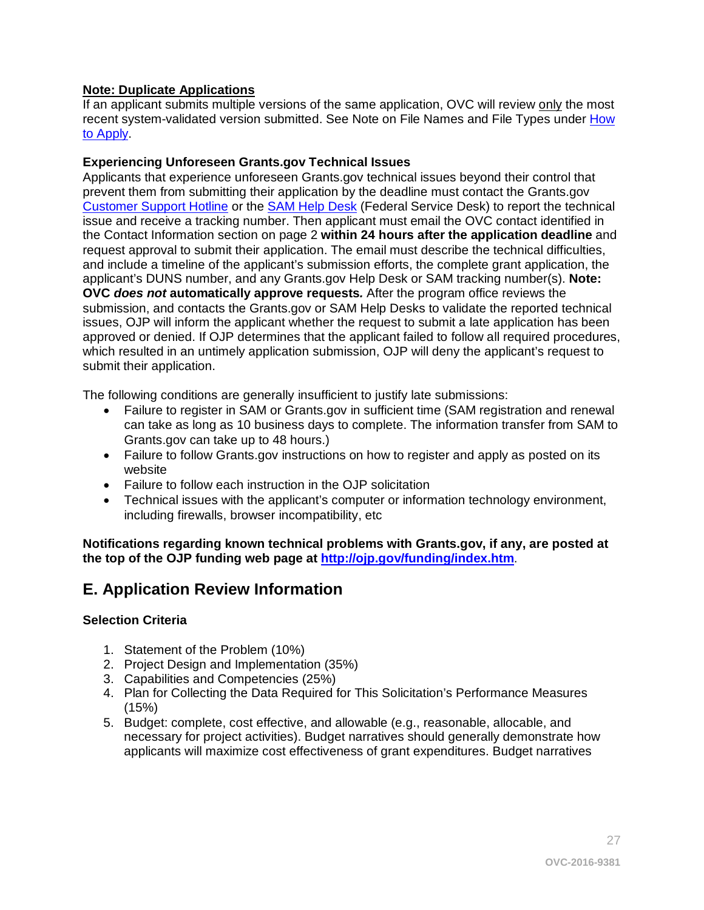**<u>Note: Duplicate Applications</u>**
If an applicant submits multiple versions of the same application, OVC will review <u>only</u> the most recent system-validated version submitted. See Note on File Names and File Types under How to Apply.

**Experiencing Unforeseen Grants.gov Technical Issues**
Applicants that experience unforeseen Grants.gov technical issues beyond their control that prevent them from submitting their application by the deadline must contact the Grants.gov Customer Support Hotline or the SAM Help Desk (Federal Service Desk) to report the technical issue and receive a tracking number. Then applicant must email the OVC contact identified in the Contact Information section on page 2 **within 24 hours after the application deadline** and request approval to submit their application. The email must describe the technical difficulties, and include a timeline of the applicant's submission efforts, the complete grant application, the applicant's DUNS number, and any Grants.gov Help Desk or SAM tracking number(s). **Note: OVC *does not* automatically approve requests*.*** After the program office reviews the submission, and contacts the Grants.gov or SAM Help Desks to validate the reported technical issues, OJP will inform the applicant whether the request to submit a late application has been approved or denied. If OJP determines that the applicant failed to follow all required procedures, which resulted in an untimely application submission, OJP will deny the applicant's request to submit their application.

The following conditions are generally insufficient to justify late submissions:

- Failure to register in SAM or Grants.gov in sufficient time (SAM registration and renewal can take as long as 10 business days to complete. The information transfer from SAM to Grants.gov can take up to 48 hours.)
- Failure to follow Grants.gov instructions on how to register and apply as posted on its website
- Failure to follow each instruction in the OJP solicitation
- Technical issues with the applicant's computer or information technology environment, including firewalls, browser incompatibility, etc

**Notifications regarding known technical problems with Grants.gov, if any, are posted at the top of the OJP funding web page at http://ojp.gov/funding/index.htm**.

## E. Application Review Information

**Selection Criteria**

1. Statement of the Problem (10%)
2. Project Design and Implementation (35%)
3. Capabilities and Competencies (25%)
4. Plan for Collecting the Data Required for This Solicitation's Performance Measures (15%)
5. Budget: complete, cost effective, and allowable (e.g., reasonable, allocable, and necessary for project activities). Budget narratives should generally demonstrate how applicants will maximize cost effectiveness of grant expenditures. Budget narratives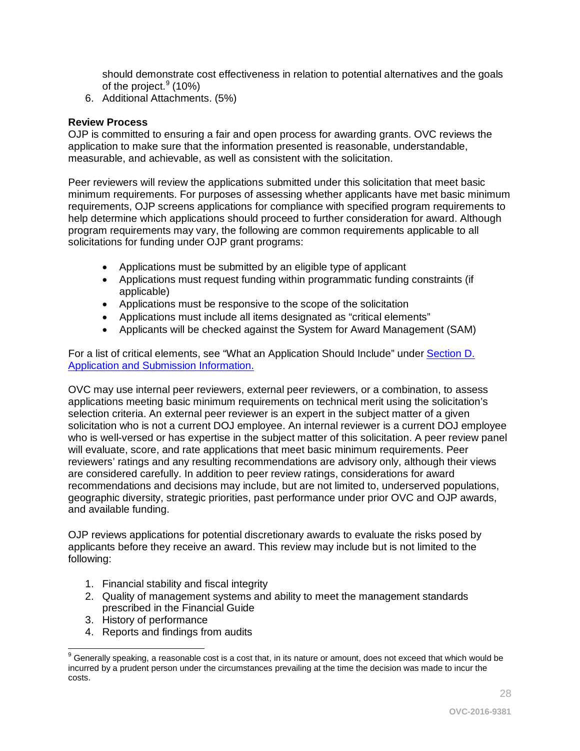should demonstrate cost effectiveness in relation to potential alternatives and the goals of the project.[9] (10%)

6. Additional Attachments. (5%)

**Review Process**

OJP is committed to ensuring a fair and open process for awarding grants. OVC reviews the application to make sure that the information presented is reasonable, understandable, measurable, and achievable, as well as consistent with the solicitation.

Peer reviewers will review the applications submitted under this solicitation that meet basic minimum requirements. For purposes of assessing whether applicants have met basic minimum requirements, OJP screens applications for compliance with specified program requirements to help determine which applications should proceed to further consideration for award. Although program requirements may vary, the following are common requirements applicable to all solicitations for funding under OJP grant programs:

- Applications must be submitted by an eligible type of applicant
- Applications must request funding within programmatic funding constraints (if applicable)
- Applications must be responsive to the scope of the solicitation
- Applications must include all items designated as "critical elements"
- Applicants will be checked against the System for Award Management (SAM)

For a list of critical elements, see "What an Application Should Include" under Section D. Application and Submission Information.

OVC may use internal peer reviewers, external peer reviewers, or a combination, to assess applications meeting basic minimum requirements on technical merit using the solicitation's selection criteria. An external peer reviewer is an expert in the subject matter of a given solicitation who is not a current DOJ employee. An internal reviewer is a current DOJ employee who is well-versed or has expertise in the subject matter of this solicitation. A peer review panel will evaluate, score, and rate applications that meet basic minimum requirements. Peer reviewers' ratings and any resulting recommendations are advisory only, although their views are considered carefully. In addition to peer review ratings, considerations for award recommendations and decisions may include, but are not limited to, underserved populations, geographic diversity, strategic priorities, past performance under prior OVC and OJP awards, and available funding.

OJP reviews applications for potential discretionary awards to evaluate the risks posed by applicants before they receive an award. This review may include but is not limited to the following:

1. Financial stability and fiscal integrity
2. Quality of management systems and ability to meet the management standards prescribed in the Financial Guide
3. History of performance
4. Reports and findings from audits

[9] Generally speaking, a reasonable cost is a cost that, in its nature or amount, does not exceed that which would be incurred by a prudent person under the circumstances prevailing at the time the decision was made to incur the costs.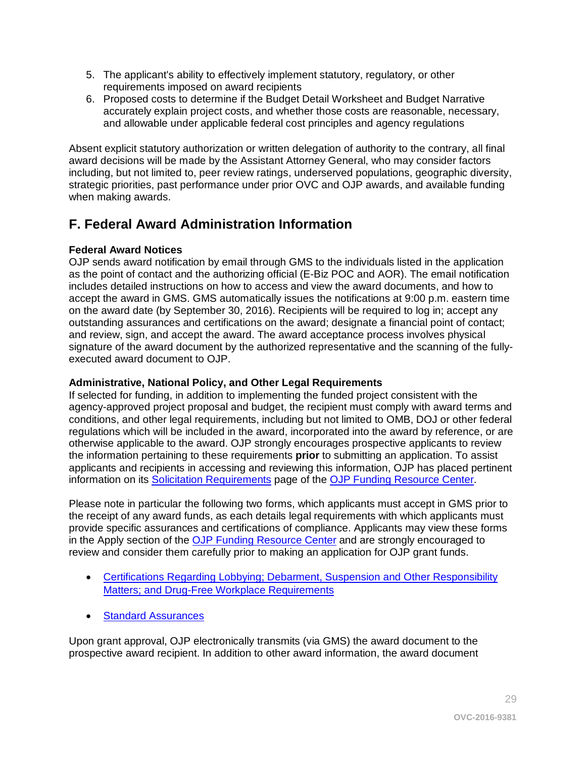5. The applicant's ability to effectively implement statutory, regulatory, or other requirements imposed on award recipients
6. Proposed costs to determine if the Budget Detail Worksheet and Budget Narrative accurately explain project costs, and whether those costs are reasonable, necessary, and allowable under applicable federal cost principles and agency regulations

Absent explicit statutory authorization or written delegation of authority to the contrary, all final award decisions will be made by the Assistant Attorney General, who may consider factors including, but not limited to, peer review ratings, underserved populations, geographic diversity, strategic priorities, past performance under prior OVC and OJP awards, and available funding when making awards.

## F. Federal Award Administration Information

**Federal Award Notices**
OJP sends award notification by email through GMS to the individuals listed in the application as the point of contact and the authorizing official (E-Biz POC and AOR). The email notification includes detailed instructions on how to access and view the award documents, and how to accept the award in GMS. GMS automatically issues the notifications at 9:00 p.m. eastern time on the award date (by September 30, 2016). Recipients will be required to log in; accept any outstanding assurances and certifications on the award; designate a financial point of contact; and review, sign, and accept the award. The award acceptance process involves physical signature of the award document by the authorized representative and the scanning of the fully-executed award document to OJP.

**Administrative, National Policy, and Other Legal Requirements**
If selected for funding, in addition to implementing the funded project consistent with the agency-approved project proposal and budget, the recipient must comply with award terms and conditions, and other legal requirements, including but not limited to OMB, DOJ or other federal regulations which will be included in the award, incorporated into the award by reference, or are otherwise applicable to the award. OJP strongly encourages prospective applicants to review the information pertaining to these requirements **prior** to submitting an application. To assist applicants and recipients in accessing and reviewing this information, OJP has placed pertinent information on its Solicitation Requirements page of the OJP Funding Resource Center.

Please note in particular the following two forms, which applicants must accept in GMS prior to the receipt of any award funds, as each details legal requirements with which applicants must provide specific assurances and certifications of compliance. Applicants may view these forms in the Apply section of the OJP Funding Resource Center and are strongly encouraged to review and consider them carefully prior to making an application for OJP grant funds.

- Certifications Regarding Lobbying; Debarment, Suspension and Other Responsibility Matters; and Drug-Free Workplace Requirements
- Standard Assurances

Upon grant approval, OJP electronically transmits (via GMS) the award document to the prospective award recipient. In addition to other award information, the award document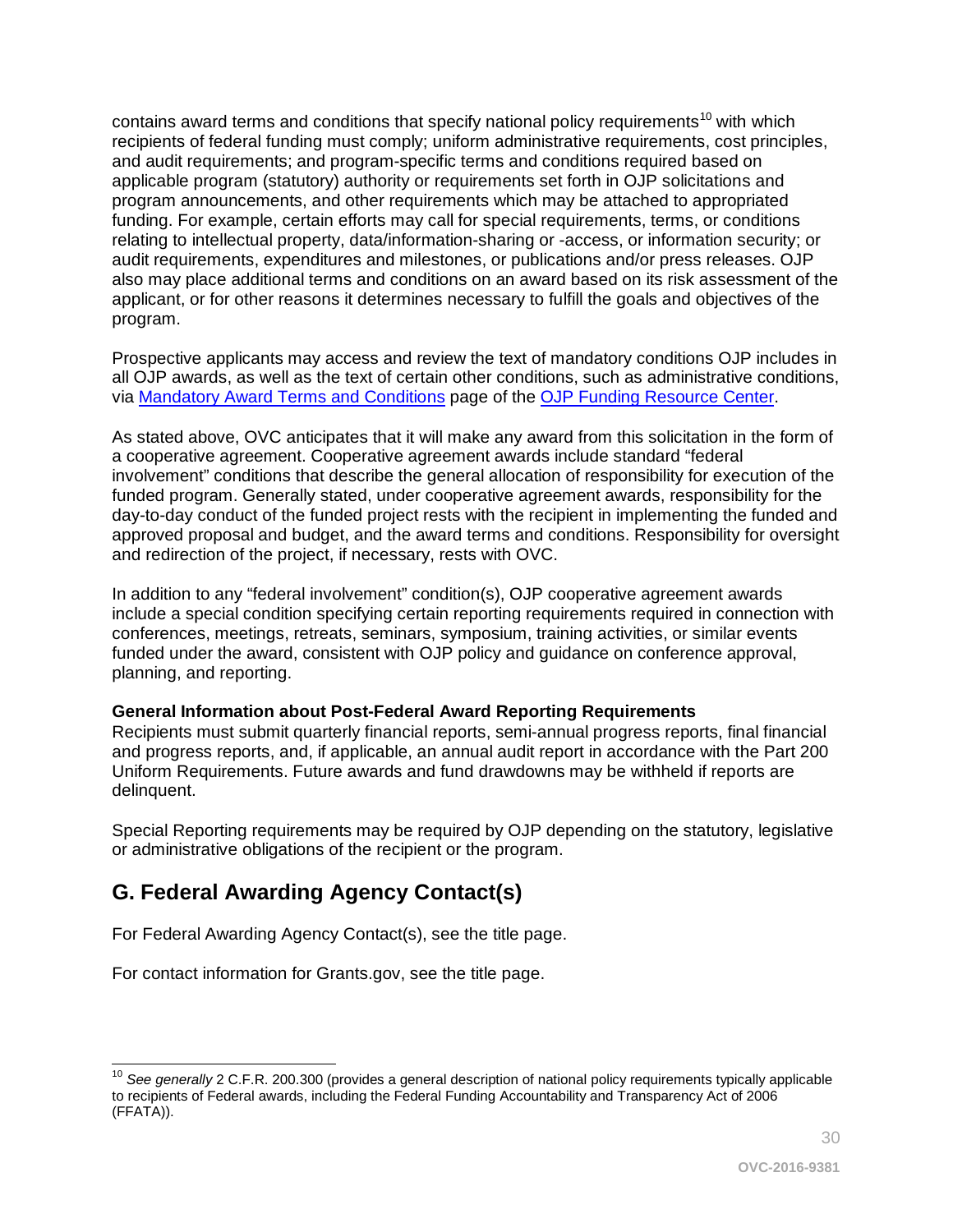contains award terms and conditions that specify national policy requirements[10] with which recipients of federal funding must comply; uniform administrative requirements, cost principles, and audit requirements; and program-specific terms and conditions required based on applicable program (statutory) authority or requirements set forth in OJP solicitations and program announcements, and other requirements which may be attached to appropriated funding. For example, certain efforts may call for special requirements, terms, or conditions relating to intellectual property, data/information-sharing or -access, or information security; or audit requirements, expenditures and milestones, or publications and/or press releases. OJP also may place additional terms and conditions on an award based on its risk assessment of the applicant, or for other reasons it determines necessary to fulfill the goals and objectives of the program.

Prospective applicants may access and review the text of mandatory conditions OJP includes in all OJP awards, as well as the text of certain other conditions, such as administrative conditions, via Mandatory Award Terms and Conditions page of the OJP Funding Resource Center.

As stated above, OVC anticipates that it will make any award from this solicitation in the form of a cooperative agreement. Cooperative agreement awards include standard "federal involvement" conditions that describe the general allocation of responsibility for execution of the funded program. Generally stated, under cooperative agreement awards, responsibility for the day-to-day conduct of the funded project rests with the recipient in implementing the funded and approved proposal and budget, and the award terms and conditions. Responsibility for oversight and redirection of the project, if necessary, rests with OVC.

In addition to any "federal involvement" condition(s), OJP cooperative agreement awards include a special condition specifying certain reporting requirements required in connection with conferences, meetings, retreats, seminars, symposium, training activities, or similar events funded under the award, consistent with OJP policy and guidance on conference approval, planning, and reporting.

**General Information about Post-Federal Award Reporting Requirements**

Recipients must submit quarterly financial reports, semi-annual progress reports, final financial and progress reports, and, if applicable, an annual audit report in accordance with the Part 200 Uniform Requirements. Future awards and fund drawdowns may be withheld if reports are delinquent.

Special Reporting requirements may be required by OJP depending on the statutory, legislative or administrative obligations of the recipient or the program.

## G. Federal Awarding Agency Contact(s)

For Federal Awarding Agency Contact(s), see the title page.

For contact information for Grants.gov, see the title page.

---

[10] *See generally* 2 C.F.R. 200.300 (provides a general description of national policy requirements typically applicable to recipients of Federal awards, including the Federal Funding Accountability and Transparency Act of 2006 (FFATA)).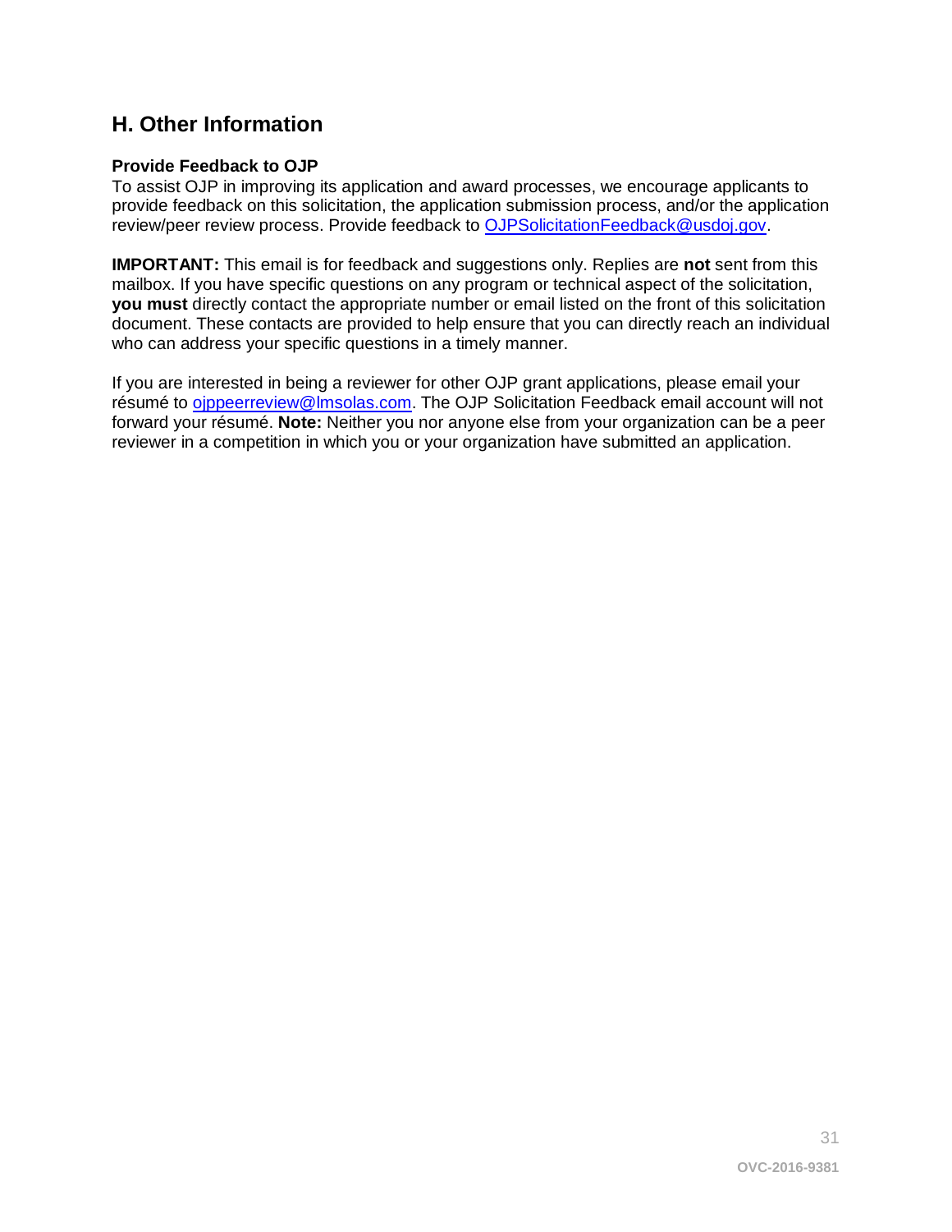## H. Other Information

**Provide Feedback to OJP**

To assist OJP in improving its application and award processes, we encourage applicants to provide feedback on this solicitation, the application submission process, and/or the application review/peer review process. Provide feedback to OJPSolicitationFeedback@usdoj.gov.

**IMPORTANT:** This email is for feedback and suggestions only. Replies are **not** sent from this mailbox. If you have specific questions on any program or technical aspect of the solicitation, **you must** directly contact the appropriate number or email listed on the front of this solicitation document. These contacts are provided to help ensure that you can directly reach an individual who can address your specific questions in a timely manner.

If you are interested in being a reviewer for other OJP grant applications, please email your résumé to ojppeerreview@lmsolas.com. The OJP Solicitation Feedback email account will not forward your résumé. **Note:** Neither you nor anyone else from your organization can be a peer reviewer in a competition in which you or your organization have submitted an application.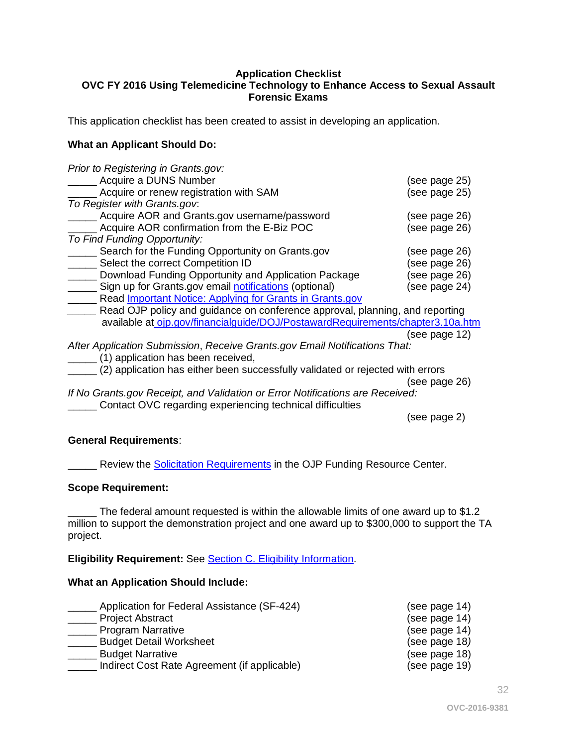**Application Checklist**
**OVC FY 2016 Using Telemedicine Technology to Enhance Access to Sexual Assault Forensic Exams**

This application checklist has been created to assist in developing an application.

**What an Applicant Should Do:**

*Prior to Registering in Grants.gov:*
_____ Acquire a DUNS Number (see page 25)
_____ Acquire or renew registration with SAM (see page 25)
*To Register with Grants.gov*:
_____ Acquire AOR and Grants.gov username/password (see page 26)
_____ Acquire AOR confirmation from the E-Biz POC (see page 26)
*To Find Funding Opportunity:*
_____ Search for the Funding Opportunity on Grants.gov (see page 26)
_____ Select the correct Competition ID (see page 26)
_____ Download Funding Opportunity and Application Package (see page 26)
_____ Sign up for Grants.gov email notifications (optional) (see page 24)
_____ Read Important Notice: Applying for Grants in Grants.gov
_____ Read OJP policy and guidance on conference approval, planning, and reporting available at ojp.gov/financialguide/DOJ/PostawardRequirements/chapter3.10a.htm (see page 12)
*After Application Submission, Receive Grants.gov Email Notifications That:*
_____ (1) application has been received,
_____ (2) application has either been successfully validated or rejected with errors (see page 26)
*If No Grants.gov Receipt, and Validation or Error Notifications are Received:*
_____ Contact OVC regarding experiencing technical difficulties (see page 2)

**General Requirements**:

_____ Review the Solicitation Requirements in the OJP Funding Resource Center.

**Scope Requirement:**

_____ The federal amount requested is within the allowable limits of one award up to $1.2 million to support the demonstration project and one award up to $300,000 to support the TA project.

**Eligibility Requirement:** See Section C. Eligibility Information.

**What an Application Should Include:**

_____ Application for Federal Assistance (SF-424) (see page 14)
_____ Project Abstract (see page 14)
_____ Program Narrative (see page 14)
_____ Budget Detail Worksheet (see page 18)
_____ Budget Narrative (see page 18)
_____ Indirect Cost Rate Agreement (if applicable) (see page 19)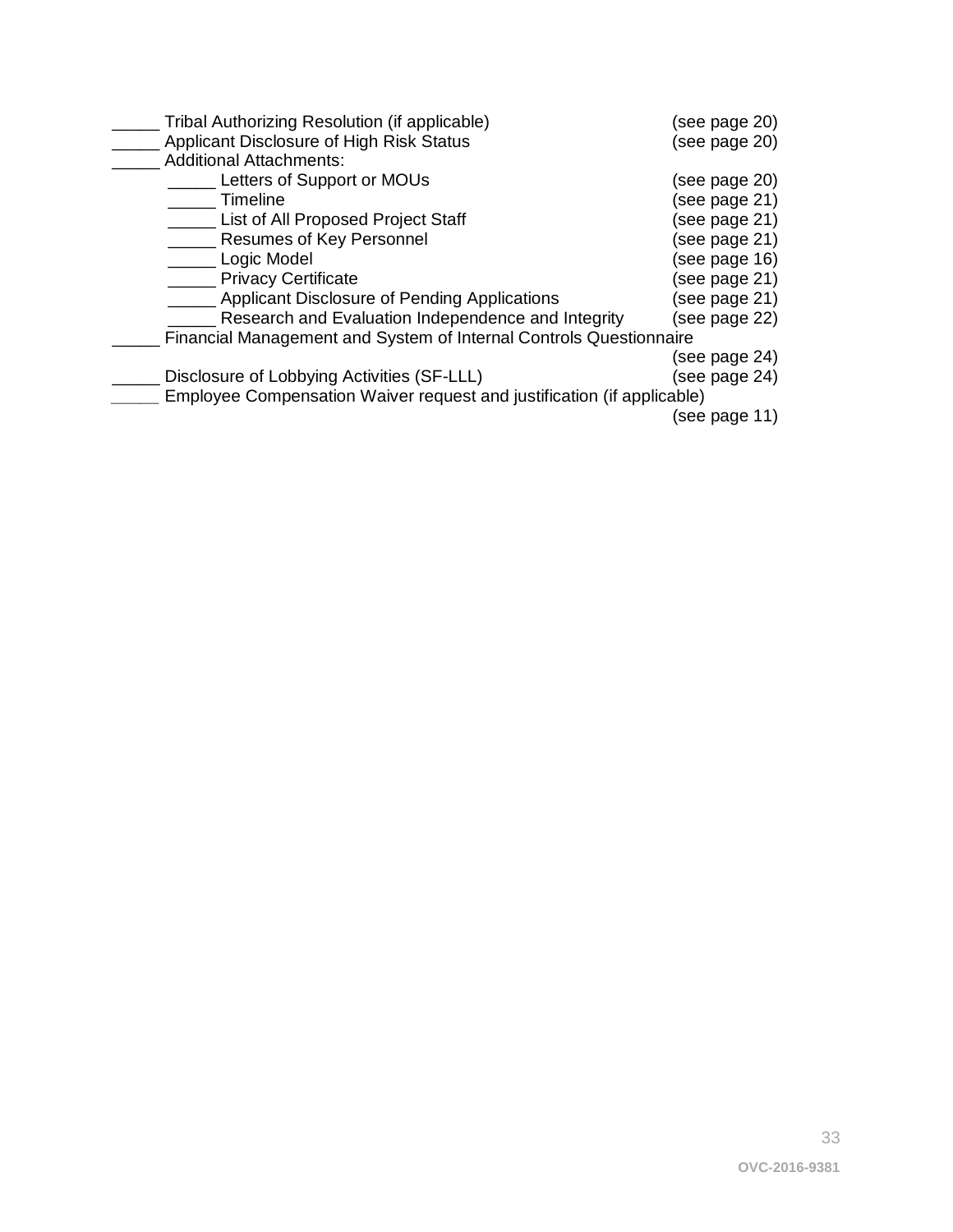_____ Tribal Authorizing Resolution (if applicable) (see page 20)
_____ Applicant Disclosure of High Risk Status (see page 20)
_____ Additional Attachments:

- _____ Letters of Support or MOUs (see page 20)
- _____ Timeline (see page 21)
- _____ List of All Proposed Project Staff (see page 21)
- _____ Resumes of Key Personnel (see page 21)
- _____ Logic Model (see page 16)
- _____ Privacy Certificate (see page 21)
- _____ Applicant Disclosure of Pending Applications (see page 21)
- _____ Research and Evaluation Independence and Integrity (see page 22)

_____ Financial Management and System of Internal Controls Questionnaire (see page 24)
_____ Disclosure of Lobbying Activities (SF-LLL) (see page 24)
_____ Employee Compensation Waiver request and justification (if applicable) (see page 11)

OVC-2016-9381